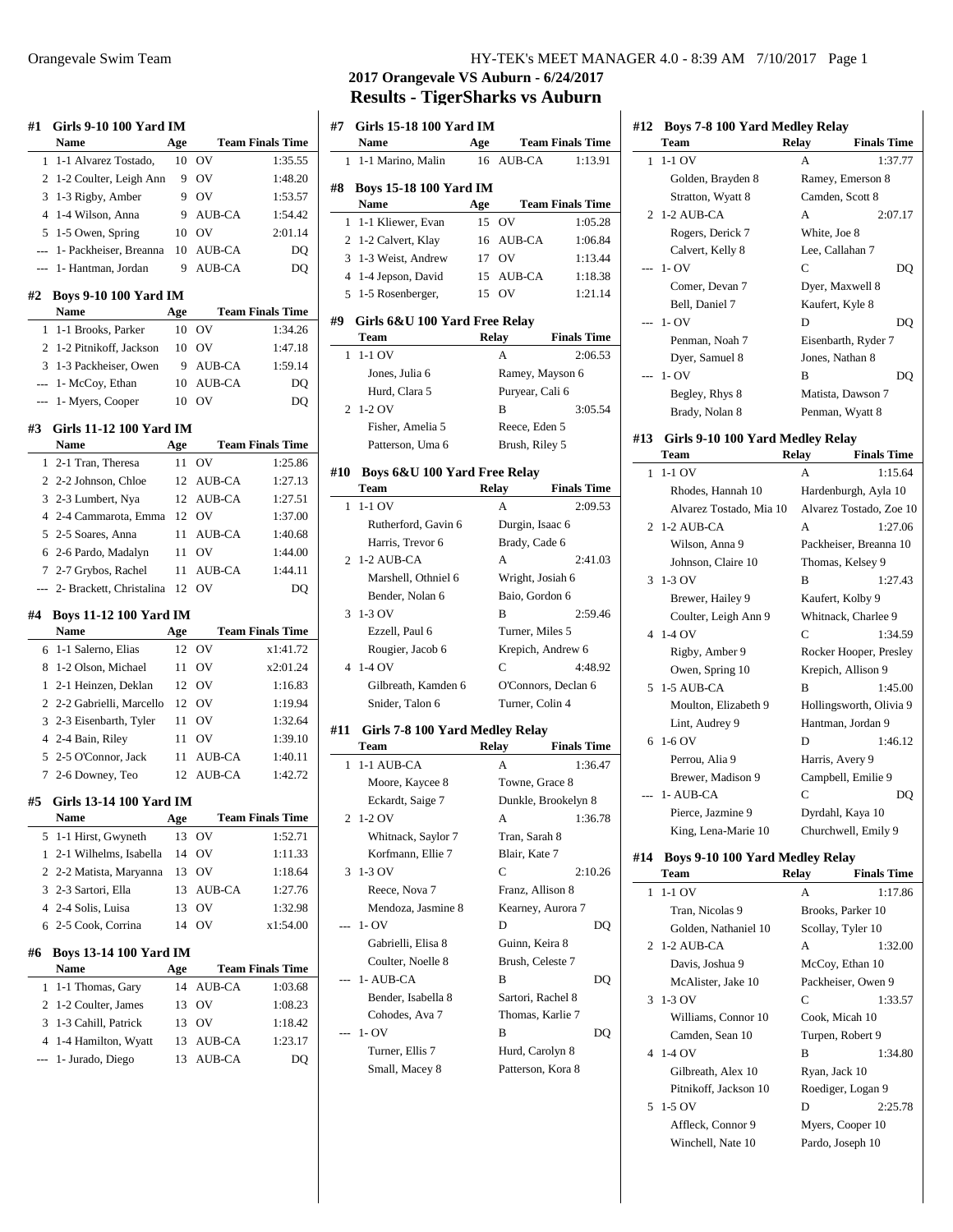Orangevale Swim Team

## 2017 Orangevale VS Auburn - 6/24/2017
## Results - TigerSharks vs Auburn

### #1 Girls 9-10 100 Yard IM

| | Name | Age | Team | Finals Time |
|---|---|---|---|---|
| 1 | 1-1 Alvarez Tostado, | 10 | OV | 1:35.55 |
| 2 | 1-2 Coulter, Leigh Ann | 9 | OV | 1:48.20 |
| 3 | 1-3 Rigby, Amber | 9 | OV | 1:53.57 |
| 4 | 1-4 Wilson, Anna | 9 | AUB-CA | 1:54.42 |
| 5 | 1-5 Owen, Spring | 10 | OV | 2:01.14 |
| --- | 1- Packheiser, Breanna | 10 | AUB-CA | DQ |
| --- | 1- Hantman, Jordan | 9 | AUB-CA | DQ |

### #2 Boys 9-10 100 Yard IM

| | Name | Age | Team | Finals Time |
|---|---|---|---|---|
| 1 | 1-1 Brooks, Parker | 10 | OV | 1:34.26 |
| 2 | 1-2 Pitnikoff, Jackson | 10 | OV | 1:47.18 |
| 3 | 1-3 Packheiser, Owen | 9 | AUB-CA | 1:59.14 |
| --- | 1- McCoy, Ethan | 10 | AUB-CA | DQ |
| --- | 1- Myers, Cooper | 10 | OV | DQ |

### #3 Girls 11-12 100 Yard IM

| | Name | Age | Team | Finals Time |
|---|---|---|---|---|
| 1 | 2-1 Tran, Theresa | 11 | OV | 1:25.86 |
| 2 | 2-2 Johnson, Chloe | 12 | AUB-CA | 1:27.13 |
| 3 | 2-3 Lumbert, Nya | 12 | AUB-CA | 1:27.51 |
| 4 | 2-4 Cammarota, Emma | 12 | OV | 1:37.00 |
| 5 | 2-5 Soares, Anna | 11 | AUB-CA | 1:40.68 |
| 6 | 2-6 Pardo, Madalyn | 11 | OV | 1:44.00 |
| 7 | 2-7 Grybos, Rachel | 11 | AUB-CA | 1:44.11 |
| --- | 2- Brackett, Christalina | 12 | OV | DQ |

### #4 Boys 11-12 100 Yard IM

| | Name | Age | Team | Finals Time |
|---|---|---|---|---|
| 6 | 1-1 Salerno, Elias | 12 | OV | x1:41.72 |
| 8 | 1-2 Olson, Michael | 11 | OV | x2:01.24 |
| 1 | 2-1 Heinzen, Deklan | 12 | OV | 1:16.83 |
| 2 | 2-2 Gabrielli, Marcello | 12 | OV | 1:19.94 |
| 3 | 2-3 Eisenbarth, Tyler | 11 | OV | 1:32.64 |
| 4 | 2-4 Bain, Riley | 11 | OV | 1:39.10 |
| 5 | 2-5 O'Connor, Jack | 11 | AUB-CA | 1:40.11 |
| 7 | 2-6 Downey, Teo | 12 | AUB-CA | 1:42.72 |

### #5 Girls 13-14 100 Yard IM

| | Name | Age | Team | Finals Time |
|---|---|---|---|---|
| 5 | 1-1 Hirst, Gwyneth | 13 | OV | 1:52.71 |
| 1 | 2-1 Wilhelms, Isabella | 14 | OV | 1:11.33 |
| 2 | 2-2 Matista, Maryanna | 13 | OV | 1:18.64 |
| 3 | 2-3 Sartori, Ella | 13 | AUB-CA | 1:27.76 |
| 4 | 2-4 Solis, Luisa | 13 | OV | 1:32.98 |
| 6 | 2-5 Cook, Corrina | 14 | OV | x1:54.00 |

### #6 Boys 13-14 100 Yard IM

| | Name | Age | Team | Finals Time |
|---|---|---|---|---|
| 1 | 1-1 Thomas, Gary | 14 | AUB-CA | 1:03.68 |
| 2 | 1-2 Coulter, James | 13 | OV | 1:08.23 |
| 3 | 1-3 Cahill, Patrick | 13 | OV | 1:18.42 |
| 4 | 1-4 Hamilton, Wyatt | 13 | AUB-CA | 1:23.17 |
| --- | 1- Jurado, Diego | 13 | AUB-CA | DQ |

### #7 Girls 15-18 100 Yard IM

| | Name | Age | Team | Finals Time |
|---|---|---|---|---|
| 1 | 1-1 Marino, Malin | 16 | AUB-CA | 1:13.91 |

### #8 Boys 15-18 100 Yard IM

| | Name | Age | Team | Finals Time |
|---|---|---|---|---|
| 1 | 1-1 Kliewer, Evan | 15 | OV | 1:05.28 |
| 2 | 1-2 Calvert, Klay | 16 | AUB-CA | 1:06.84 |
| 3 | 1-3 Weist, Andrew | 17 | OV | 1:13.44 |
| 4 | 1-4 Jepson, David | 15 | AUB-CA | 1:18.38 |
| 5 | 1-5 Rosenberger, | 15 | OV | 1:21.14 |

### #9 Girls 6&U 100 Yard Free Relay

| | Team | Relay | Finals Time |
|---|---|---|---|
| 1 | 1-1 OV | A | 2:06.53 |
| | Jones, Julia 6 | Ramey, Mayson 6 | |
| | Hurd, Clara 5 | Puryear, Cali 6 | |
| 2 | 1-2 OV | B | 3:05.54 |
| | Fisher, Amelia 5 | Reece, Eden 5 | |
| | Patterson, Uma 6 | Brush, Riley 5 | |

### #10 Boys 6&U 100 Yard Free Relay

| | Team | Relay | Finals Time |
|---|---|---|---|
| 1 | 1-1 OV | A | 2:09.53 |
| | Rutherford, Gavin 6 | Durgin, Isaac 6 | |
| | Harris, Trevor 6 | Brady, Cade 6 | |
| 2 | 1-2 AUB-CA | A | 2:41.03 |
| | Marshell, Othniel 6 | Wright, Josiah 6 | |
| | Bender, Nolan 6 | Baio, Gordon 6 | |
| 3 | 1-3 OV | B | 2:59.46 |
| | Ezzell, Paul 6 | Turner, Miles 5 | |
| | Rougier, Jacob 6 | Krepich, Andrew 6 | |
| 4 | 1-4 OV | C | 4:48.92 |
| | Gilbreath, Kamden 6 | O'Connors, Declan 6 | |
| | Snider, Talon 6 | Turner, Colin 4 | |

### #11 Girls 7-8 100 Yard Medley Relay

| | Team | Relay | Finals Time |
|---|---|---|---|
| 1 | 1-1 AUB-CA | A | 1:36.47 |
| | Moore, Kaycee 8 | Towne, Grace 8 | |
| | Eckardt, Saige 7 | Dunkle, Brookelyn 8 | |
| 2 | 1-2 OV | A | 1:36.78 |
| | Whitnack, Saylor 7 | Tran, Sarah 8 | |
| | Korfmann, Ellie 7 | Blair, Kate 7 | |
| 3 | 1-3 OV | C | 2:10.26 |
| | Reece, Nova 7 | Franz, Allison 8 | |
| | Mendoza, Jasmine 8 | Kearney, Aurora 7 | |
| --- | 1- OV | D | DQ |
| | Gabrielli, Elisa 8 | Guinn, Keira 8 | |
| | Coulter, Noelle 8 | Brush, Celeste 7 | |
| --- | 1- AUB-CA | B | DQ |
| | Bender, Isabella 8 | Sartori, Rachel 8 | |
| | Cohodes, Ava 7 | Thomas, Karlie 7 | |
| --- | 1- OV | B | DQ |
| | Turner, Ellis 7 | Hurd, Carolyn 8 | |
| | Small, Macey 8 | Patterson, Kora 8 | |

### #12 Boys 7-8 100 Yard Medley Relay

| | Team | Relay | Finals Time |
|---|---|---|---|
| 1 | 1-1 OV | A | 1:37.77 |
| | Golden, Brayden 8 | Ramey, Emerson 8 | |
| | Stratton, Wyatt 8 | Camden, Scott 8 | |
| 2 | 1-2 AUB-CA | A | 2:07.17 |
| | Rogers, Derick 7 | White, Joe 8 | |
| | Calvert, Kelly 8 | Lee, Callahan 7 | |
| --- | 1- OV | C | DQ |
| | Comer, Devan 7 | Dyer, Maxwell 8 | |
| | Bell, Daniel 7 | Kaufert, Kyle 8 | |
| --- | 1- OV | D | DQ |
| | Penman, Noah 7 | Eisenbarth, Ryder 7 | |
| | Dyer, Samuel 8 | Jones, Nathan 8 | |
| --- | 1- OV | B | DQ |
| | Begley, Rhys 8 | Matista, Dawson 7 | |
| | Brady, Nolan 8 | Penman, Wyatt 8 | |

### #13 Girls 9-10 100 Yard Medley Relay

| | Team | Relay | Finals Time |
|---|---|---|---|
| 1 | 1-1 OV | A | 1:15.64 |
| | Rhodes, Hannah 10 | Hardenburgh, Ayla 10 | |
| | Alvarez Tostado, Mia 10 | Alvarez Tostado, Zoe 10 | |
| 2 | 1-2 AUB-CA | A | 1:27.06 |
| | Wilson, Anna 9 | Packheiser, Breanna 10 | |
| | Johnson, Claire 10 | Thomas, Kelsey 9 | |
| 3 | 1-3 OV | B | 1:27.43 |
| | Brewer, Hailey 9 | Kaufert, Kolby 9 | |
| | Coulter, Leigh Ann 9 | Whitnack, Charlee 9 | |
| 4 | 1-4 OV | C | 1:34.59 |
| | Rigby, Amber 9 | Rocker Hooper, Presley | |
| | Owen, Spring 10 | Krepich, Allison 9 | |
| 5 | 1-5 AUB-CA | B | 1:45.00 |
| | Moulton, Elizabeth 9 | Hollingsworth, Olivia 9 | |
| | Lint, Audrey 9 | Hantman, Jordan 9 | |
| 6 | 1-6 OV | D | 1:46.12 |
| | Perrou, Alia 9 | Harris, Avery 9 | |
| | Brewer, Madison 9 | Campbell, Emilie 9 | |
| --- | 1- AUB-CA | C | DQ |
| | Pierce, Jazmine 9 | Dyrdahl, Kaya 10 | |
| | King, Lena-Marie 10 | Churchwell, Emily 9 | |

### #14 Boys 9-10 100 Yard Medley Relay

| | Team | Relay | Finals Time |
|---|---|---|---|
| 1 | 1-1 OV | A | 1:17.86 |
| | Tran, Nicolas 9 | Brooks, Parker 10 | |
| | Golden, Nathaniel 10 | Scollay, Tyler 10 | |
| 2 | 1-2 AUB-CA | A | 1:32.00 |
| | Davis, Joshua 9 | McCoy, Ethan 10 | |
| | McAlister, Jake 10 | Packheiser, Owen 9 | |
| 3 | 1-3 OV | C | 1:33.57 |
| | Williams, Connor 10 | Cook, Micah 10 | |
| | Camden, Sean 10 | Turpen, Robert 9 | |
| 4 | 1-4 OV | B | 1:34.80 |
| | Gilbreath, Alex 10 | Ryan, Jack 10 | |
| | Pitnikoff, Jackson 10 | Roediger, Logan 9 | |
| 5 | 1-5 OV | D | 2:25.78 |
| | Affleck, Connor 9 | Myers, Cooper 10 | |
| | Winchell, Nate 10 | Pardo, Joseph 10 | |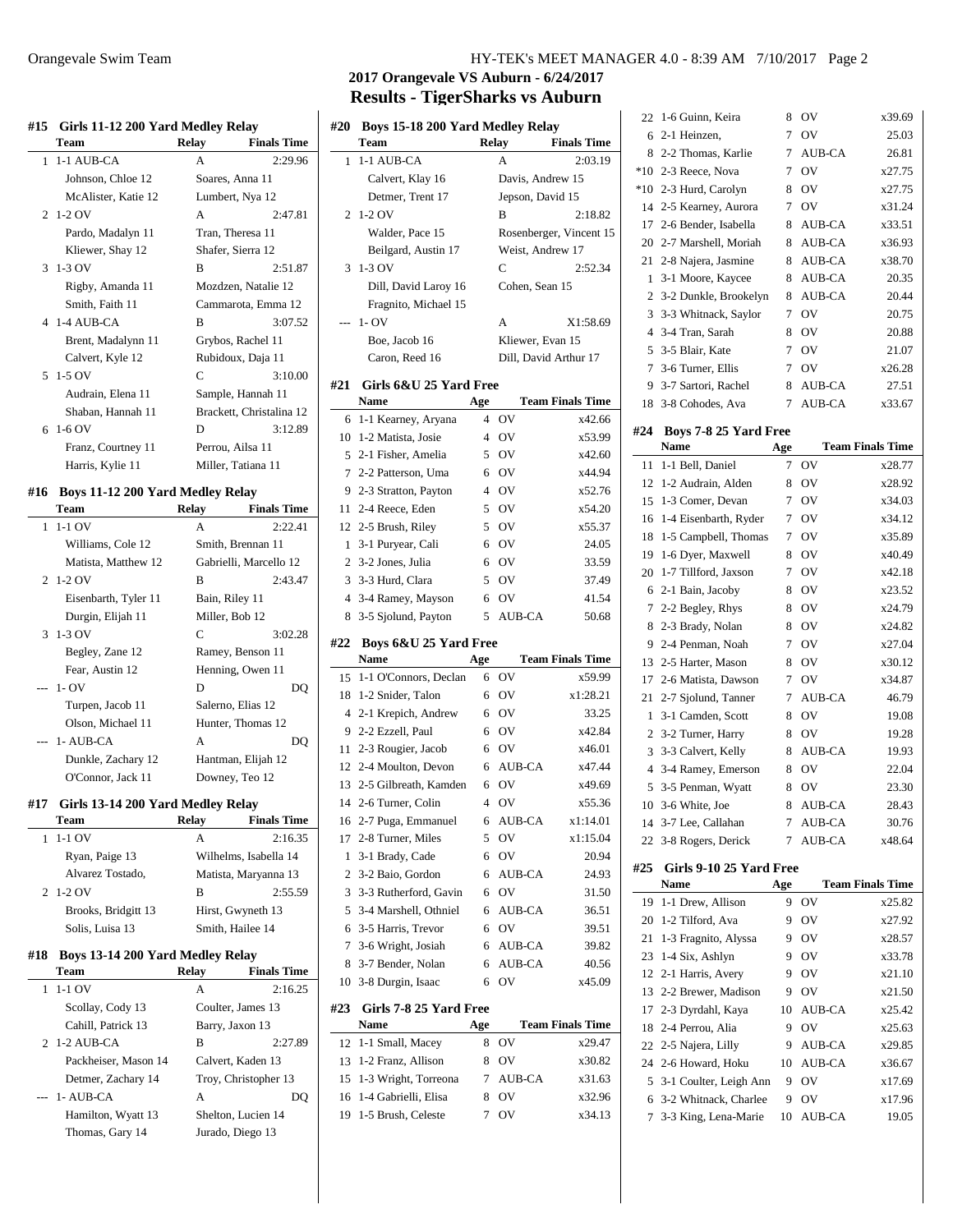## 2017 Orangevale VS Auburn - 6/24/2017

## Results - TigerSharks vs Auburn

### #15 Girls 11-12 200 Yard Medley Relay

| | Team | Relay | Finals Time |
|---|---|---|---|
| 1 | 1-1 AUB-CA | A | 2:29.96 |
| | Johnson, Chloe 12 | Soares, Anna 11 | |
| | McAlister, Katie 12 | Lumbert, Nya 12 | |
| 2 | 1-2 OV | A | 2:47.81 |
| | Pardo, Madalyn 11 | Tran, Theresa 11 | |
| | Kliewer, Shay 12 | Shafer, Sierra 12 | |
| 3 | 1-3 OV | B | 2:51.87 |
| | Rigby, Amanda 11 | Mozdzen, Natalie 12 | |
| | Smith, Faith 11 | Cammarota, Emma 12 | |
| 4 | 1-4 AUB-CA | B | 3:07.52 |
| | Brent, Madalynn 11 | Grybos, Rachel 11 | |
| | Calvert, Kyle 12 | Rubidoux, Daja 11 | |
| 5 | 1-5 OV | C | 3:10.00 |
| | Audrain, Elena 11 | Sample, Hannah 11 | |
| | Shaban, Hannah 11 | Brackett, Christalina 12 | |
| 6 | 1-6 OV | D | 3:12.89 |
| | Franz, Courtney 11 | Perrou, Ailsa 11 | |
| | Harris, Kylie 11 | Miller, Tatiana 11 | |

### #16 Boys 11-12 200 Yard Medley Relay

| | Team | Relay | Finals Time |
|---|---|---|---|
| 1 | 1-1 OV | A | 2:22.41 |
| | Williams, Cole 12 | Smith, Brennan 11 | |
| | Matista, Matthew 12 | Gabrielli, Marcello 12 | |
| 2 | 1-2 OV | B | 2:43.47 |
| | Eisenbarth, Tyler 11 | Bain, Riley 11 | |
| | Durgin, Elijah 11 | Miller, Bob 12 | |
| 3 | 1-3 OV | C | 3:02.28 |
| | Begley, Zane 12 | Ramey, Benson 11 | |
| | Fear, Austin 12 | Henning, Owen 11 | |
| --- | 1- OV | D | DQ |
| | Turpen, Jacob 11 | Salerno, Elias 12 | |
| | Olson, Michael 11 | Hunter, Thomas 12 | |
| --- | 1- AUB-CA | A | DQ |
| | Dunkle, Zachary 12 | Hantman, Elijah 12 | |
| | O'Connor, Jack 11 | Downey, Teo 12 | |

### #17 Girls 13-14 200 Yard Medley Relay

| | Team | Relay | Finals Time |
|---|---|---|---|
| 1 | 1-1 OV | A | 2:16.35 |
| | Ryan, Paige 13 | Wilhelms, Isabella 14 | |
| | Alvarez Tostado, | Matista, Maryanna 13 | |
| 2 | 1-2 OV | B | 2:55.59 |
| | Brooks, Bridgitt 13 | Hirst, Gwyneth 13 | |
| | Solis, Luisa 13 | Smith, Hailee 14 | |

### #18 Boys 13-14 200 Yard Medley Relay

| | Team | Relay | Finals Time |
|---|---|---|---|
| 1 | 1-1 OV | A | 2:16.25 |
| | Scollay, Cody 13 | Coulter, James 13 | |
| | Cahill, Patrick 13 | Barry, Jaxon 13 | |
| 2 | 1-2 AUB-CA | B | 2:27.89 |
| | Packheiser, Mason 14 | Calvert, Kaden 13 | |
| | Detmer, Zachary 14 | Troy, Christopher 13 | |
| --- | 1- AUB-CA | A | DQ |
| | Hamilton, Wyatt 13 | Shelton, Lucien 14 | |
| | Thomas, Gary 14 | Jurado, Diego 13 | |

### #20 Boys 15-18 200 Yard Medley Relay

| | Team | Relay | Finals Time |
|---|---|---|---|
| 1 | 1-1 AUB-CA | A | 2:03.19 |
| | Calvert, Klay 16 | Davis, Andrew 15 | |
| | Detmer, Trent 17 | Jepson, David 15 | |
| 2 | 1-2 OV | B | 2:18.82 |
| | Walder, Pace 15 | Rosenberger, Vincent 15 | |
| | Beilgard, Austin 17 | Weist, Andrew 17 | |
| 3 | 1-3 OV | C | 2:52.34 |
| | Dill, David Laroy 16 | Cohen, Sean 15 | |
| | Fragnito, Michael 15 | | |
| --- | 1- OV | A | X1:58.69 |
| | Boe, Jacob 16 | Kliewer, Evan 15 | |
| | Caron, Reed 16 | Dill, David Arthur 17 | |

### #21 Girls 6&U 25 Yard Free

| | Name | Age | Team | Finals Time |
|---|---|---|---|---|
| 6 | 1-1 Kearney, Aryana | 4 | OV | x42.66 |
| 10 | 1-2 Matista, Josie | 4 | OV | x53.99 |
| 5 | 2-1 Fisher, Amelia | 5 | OV | x42.60 |
| 7 | 2-2 Patterson, Uma | 6 | OV | x44.94 |
| 9 | 2-3 Stratton, Payton | 4 | OV | x52.76 |
| 11 | 2-4 Reece, Eden | 5 | OV | x54.20 |
| 12 | 2-5 Brush, Riley | 5 | OV | x55.37 |
| 1 | 3-1 Puryear, Cali | 6 | OV | 24.05 |
| 2 | 3-2 Jones, Julia | 6 | OV | 33.59 |
| 3 | 3-3 Hurd, Clara | 5 | OV | 37.49 |
| 4 | 3-4 Ramey, Mayson | 6 | OV | 41.54 |
| 8 | 3-5 Sjolund, Payton | 5 | AUB-CA | 50.68 |

### #22 Boys 6&U 25 Yard Free

| | Name | Age | Team | Finals Time |
|---|---|---|---|---|
| 15 | 1-1 O'Connors, Declan | 6 | OV | x59.99 |
| 18 | 1-2 Snider, Talon | 6 | OV | x1:28.21 |
| 4 | 2-1 Krepich, Andrew | 6 | OV | 33.25 |
| 9 | 2-2 Ezzell, Paul | 6 | OV | x42.84 |
| 11 | 2-3 Rougier, Jacob | 6 | OV | x46.01 |
| 12 | 2-4 Moulton, Devon | 6 | AUB-CA | x47.44 |
| 13 | 2-5 Gilbreath, Kamden | 6 | OV | x49.69 |
| 14 | 2-6 Turner, Colin | 4 | OV | x55.36 |
| 16 | 2-7 Puga, Emmanuel | 6 | AUB-CA | x1:14.01 |
| 17 | 2-8 Turner, Miles | 5 | OV | x1:15.04 |
| 1 | 3-1 Brady, Cade | 6 | OV | 20.94 |
| 2 | 3-2 Baio, Gordon | 6 | AUB-CA | 24.93 |
| 3 | 3-3 Rutherford, Gavin | 6 | OV | 31.50 |
| 5 | 3-4 Marshell, Othniel | 6 | AUB-CA | 36.51 |
| 6 | 3-5 Harris, Trevor | 6 | OV | 39.51 |
| 7 | 3-6 Wright, Josiah | 6 | AUB-CA | 39.82 |
| 8 | 3-7 Bender, Nolan | 6 | AUB-CA | 40.56 |
| 10 | 3-8 Durgin, Isaac | 6 | OV | x45.09 |

### #23 Girls 7-8 25 Yard Free

| | Name | Age | Team | Finals Time |
|---|---|---|---|---|
| 12 | 1-1 Small, Macey | 8 | OV | x29.47 |
| 13 | 1-2 Franz, Allison | 8 | OV | x30.82 |
| 15 | 1-3 Wright, Torreona | 7 | AUB-CA | x31.63 |
| 16 | 1-4 Gabrielli, Elisa | 8 | OV | x32.96 |
| 19 | 1-5 Brush, Celeste | 7 | OV | x34.13 |
| 22 | 1-6 Guinn, Keira | 8 | OV | x39.69 |
| 6 | 2-1 Heinzen, | 7 | OV | 25.03 |
| 8 | 2-2 Thomas, Karlie | 7 | AUB-CA | 26.81 |
| *10 | 2-3 Reece, Nova | 7 | OV | x27.75 |
| *10 | 2-3 Hurd, Carolyn | 8 | OV | x27.75 |
| 14 | 2-5 Kearney, Aurora | 7 | OV | x31.24 |
| 17 | 2-6 Bender, Isabella | 8 | AUB-CA | x33.51 |
| 20 | 2-7 Marshell, Moriah | 8 | AUB-CA | x36.93 |
| 21 | 2-8 Najera, Jasmine | 8 | AUB-CA | x38.70 |
| 1 | 3-1 Moore, Kaycee | 8 | AUB-CA | 20.35 |
| 2 | 3-2 Dunkle, Brookelyn | 8 | AUB-CA | 20.44 |
| 3 | 3-3 Whitnack, Saylor | 7 | OV | 20.75 |
| 4 | 3-4 Tran, Sarah | 8 | OV | 20.88 |
| 5 | 3-5 Blair, Kate | 7 | OV | 21.07 |
| 7 | 3-6 Turner, Ellis | 7 | OV | x26.28 |
| 9 | 3-7 Sartori, Rachel | 8 | AUB-CA | 27.51 |
| 18 | 3-8 Cohodes, Ava | 7 | AUB-CA | x33.67 |

### #24 Boys 7-8 25 Yard Free

| | Name | Age | Team | Finals Time |
|---|---|---|---|---|
| 11 | 1-1 Bell, Daniel | 7 | OV | x28.77 |
| 12 | 1-2 Audrain, Alden | 8 | OV | x28.92 |
| 15 | 1-3 Comer, Devan | 7 | OV | x34.03 |
| 16 | 1-4 Eisenbarth, Ryder | 7 | OV | x34.12 |
| 18 | 1-5 Campbell, Thomas | 7 | OV | x35.89 |
| 19 | 1-6 Dyer, Maxwell | 8 | OV | x40.49 |
| 20 | 1-7 Tillford, Jaxson | 7 | OV | x42.18 |
| 6 | 2-1 Bain, Jacoby | 8 | OV | x23.52 |
| 7 | 2-2 Begley, Rhys | 8 | OV | x24.79 |
| 8 | 2-3 Brady, Nolan | 8 | OV | x24.82 |
| 9 | 2-4 Penman, Noah | 7 | OV | x27.04 |
| 13 | 2-5 Harter, Mason | 8 | OV | x30.12 |
| 17 | 2-6 Matista, Dawson | 7 | OV | x34.87 |
| 21 | 2-7 Sjolund, Tanner | 7 | AUB-CA | 46.79 |
| 1 | 3-1 Camden, Scott | 8 | OV | 19.08 |
| 2 | 3-2 Turner, Harry | 8 | OV | 19.28 |
| 3 | 3-3 Calvert, Kelly | 8 | AUB-CA | 19.93 |
| 4 | 3-4 Ramey, Emerson | 8 | OV | 22.04 |
| 5 | 3-5 Penman, Wyatt | 8 | OV | 23.30 |
| 10 | 3-6 White, Joe | 8 | AUB-CA | 28.43 |
| 14 | 3-7 Lee, Callahan | 7 | AUB-CA | 30.76 |
| 22 | 3-8 Rogers, Derick | 7 | AUB-CA | x48.64 |

### #25 Girls 9-10 25 Yard Free

| | Name | Age | Team | Finals Time |
|---|---|---|---|---|
| 19 | 1-1 Drew, Allison | 9 | OV | x25.82 |
| 20 | 1-2 Tilford, Ava | 9 | OV | x27.92 |
| 21 | 1-3 Fragnito, Alyssa | 9 | OV | x28.57 |
| 23 | 1-4 Six, Ashlyn | 9 | OV | x33.78 |
| 12 | 2-1 Harris, Avery | 9 | OV | x21.10 |
| 13 | 2-2 Brewer, Madison | 9 | OV | x21.50 |
| 17 | 2-3 Dyrdahl, Kaya | 10 | AUB-CA | x25.42 |
| 18 | 2-4 Perrou, Alia | 9 | OV | x25.63 |
| 22 | 2-5 Najera, Lilly | 9 | AUB-CA | x29.85 |
| 24 | 2-6 Howard, Hoku | 10 | AUB-CA | x36.67 |
| 5 | 3-1 Coulter, Leigh Ann | 9 | OV | x17.69 |
| 6 | 3-2 Whitnack, Charlee | 9 | OV | x17.96 |
| 7 | 3-3 King, Lena-Marie | 10 | AUB-CA | 19.05 |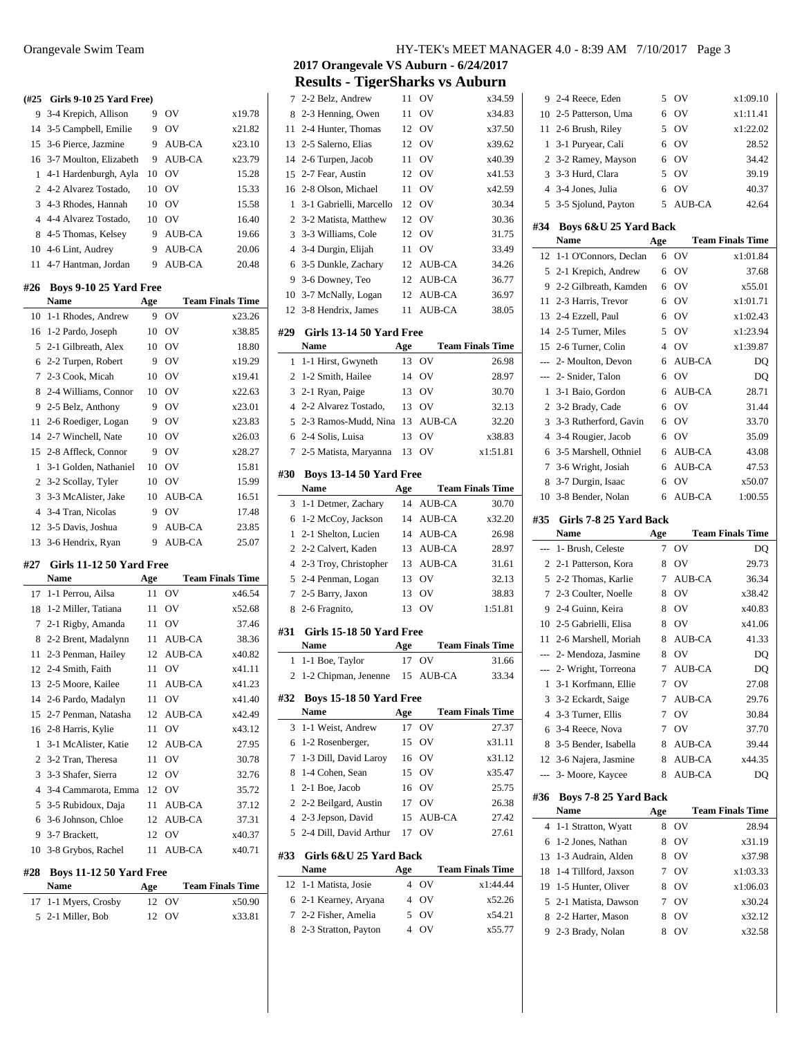## 2017 Orangevale VS Auburn - 6/24/2017

## Results - TigerSharks vs Auburn

**(#25 Girls 9-10 25 Yard Free)**

| | Name | Age | Team | Finals Time |
|---|---|---|---|---|
| 9 | 3-4 Krepich, Allison | 9 | OV | x19.78 |
| 14 | 3-5 Campbell, Emilie | 9 | OV | x21.82 |
| 15 | 3-6 Pierce, Jazmine | 9 | AUB-CA | x23.10 |
| 16 | 3-7 Moulton, Elizabeth | 9 | AUB-CA | x23.79 |
| 1 | 4-1 Hardenburgh, Ayla | 10 | OV | 15.28 |
| 2 | 4-2 Alvarez Tostado, | 10 | OV | 15.33 |
| 3 | 4-3 Rhodes, Hannah | 10 | OV | 15.58 |
| 4 | 4-4 Alvarez Tostado, | 10 | OV | 16.40 |
| 8 | 4-5 Thomas, Kelsey | 9 | AUB-CA | 19.66 |
| 10 | 4-6 Lint, Audrey | 9 | AUB-CA | 20.06 |
| 11 | 4-7 Hantman, Jordan | 9 | AUB-CA | 20.48 |

### #26 Boys 9-10 25 Yard Free

| | Name | Age | Team | Finals Time |
|---|---|---|---|---|
| 10 | 1-1 Rhodes, Andrew | 9 | OV | x23.26 |
| 16 | 1-2 Pardo, Joseph | 10 | OV | x38.85 |
| 5 | 2-1 Gilbreath, Alex | 10 | OV | 18.80 |
| 6 | 2-2 Turpen, Robert | 9 | OV | x19.29 |
| 7 | 2-3 Cook, Micah | 10 | OV | x19.41 |
| 8 | 2-4 Williams, Connor | 10 | OV | x22.63 |
| 9 | 2-5 Belz, Anthony | 9 | OV | x23.01 |
| 11 | 2-6 Roediger, Logan | 9 | OV | x23.83 |
| 14 | 2-7 Winchell, Nate | 10 | OV | x26.03 |
| 15 | 2-8 Affleck, Connor | 9 | OV | x28.27 |
| 1 | 3-1 Golden, Nathaniel | 10 | OV | 15.81 |
| 2 | 3-2 Scollay, Tyler | 10 | OV | 15.99 |
| 3 | 3-3 McAlister, Jake | 10 | AUB-CA | 16.51 |
| 4 | 3-4 Tran, Nicolas | 9 | OV | 17.48 |
| 12 | 3-5 Davis, Joshua | 9 | AUB-CA | 23.85 |
| 13 | 3-6 Hendrix, Ryan | 9 | AUB-CA | 25.07 |

### #27 Girls 11-12 50 Yard Free

| | Name | Age | Team | Finals Time |
|---|---|---|---|---|
| 17 | 1-1 Perrou, Ailsa | 11 | OV | x46.54 |
| 18 | 1-2 Miller, Tatiana | 11 | OV | x52.68 |
| 7 | 2-1 Rigby, Amanda | 11 | OV | 37.46 |
| 8 | 2-2 Brent, Madalynn | 11 | AUB-CA | 38.36 |
| 11 | 2-3 Penman, Hailey | 12 | AUB-CA | x40.82 |
| 12 | 2-4 Smith, Faith | 11 | OV | x41.11 |
| 13 | 2-5 Moore, Kailee | 11 | AUB-CA | x41.23 |
| 14 | 2-6 Pardo, Madalyn | 11 | OV | x41.40 |
| 15 | 2-7 Penman, Natasha | 12 | AUB-CA | x42.49 |
| 16 | 2-8 Harris, Kylie | 11 | OV | x43.12 |
| 1 | 3-1 McAlister, Katie | 12 | AUB-CA | 27.95 |
| 2 | 3-2 Tran, Theresa | 11 | OV | 30.78 |
| 3 | 3-3 Shafer, Sierra | 12 | OV | 32.76 |
| 4 | 3-4 Cammarota, Emma | 12 | OV | 35.72 |
| 5 | 3-5 Rubidoux, Daja | 11 | AUB-CA | 37.12 |
| 6 | 3-6 Johnson, Chloe | 12 | AUB-CA | 37.31 |
| 9 | 3-7 Brackett, | 12 | OV | x40.37 |
| 10 | 3-8 Grybos, Rachel | 11 | AUB-CA | x40.71 |

### #28 Boys 11-12 50 Yard Free

| | Name | Age | Team | Finals Time |
|---|---|---|---|---|
| 17 | 1-1 Myers, Crosby | 12 | OV | x50.90 |
| 5 | 2-1 Miller, Bob | 12 | OV | x33.81 |
| 7 | 2-2 Belz, Andrew | 11 | OV | x34.59 |
| 8 | 2-3 Henning, Owen | 11 | OV | x34.83 |
| 11 | 2-4 Hunter, Thomas | 12 | OV | x37.50 |
| 13 | 2-5 Salerno, Elias | 12 | OV | x39.62 |
| 14 | 2-6 Turpen, Jacob | 11 | OV | x40.39 |
| 15 | 2-7 Fear, Austin | 12 | OV | x41.53 |
| 16 | 2-8 Olson, Michael | 11 | OV | x42.59 |
| 1 | 3-1 Gabrielli, Marcello | 12 | OV | 30.34 |
| 2 | 3-2 Matista, Matthew | 12 | OV | 30.36 |
| 3 | 3-3 Williams, Cole | 12 | OV | 31.75 |
| 4 | 3-4 Durgin, Elijah | 11 | OV | 33.49 |
| 6 | 3-5 Dunkle, Zachary | 12 | AUB-CA | 34.26 |
| 9 | 3-6 Downey, Teo | 12 | AUB-CA | 36.77 |
| 10 | 3-7 McNally, Logan | 12 | AUB-CA | 36.97 |
| 12 | 3-8 Hendrix, James | 11 | AUB-CA | 38.05 |

### #29 Girls 13-14 50 Yard Free

| | Name | Age | Team | Finals Time |
|---|---|---|---|---|
| 1 | 1-1 Hirst, Gwyneth | 13 | OV | 26.98 |
| 2 | 1-2 Smith, Hailee | 14 | OV | 28.97 |
| 3 | 2-1 Ryan, Paige | 13 | OV | 30.70 |
| 4 | 2-2 Alvarez Tostado, | 13 | OV | 32.13 |
| 5 | 2-3 Ramos-Mudd, Nina | 13 | AUB-CA | 32.20 |
| 6 | 2-4 Solis, Luisa | 13 | OV | x38.83 |
| 7 | 2-5 Matista, Maryanna | 13 | OV | x1:51.81 |

### #30 Boys 13-14 50 Yard Free

| | Name | Age | Team | Finals Time |
|---|---|---|---|---|
| 3 | 1-1 Detmer, Zachary | 14 | AUB-CA | 30.70 |
| 6 | 1-2 McCoy, Jackson | 14 | AUB-CA | x32.20 |
| 1 | 2-1 Shelton, Lucien | 14 | AUB-CA | 26.98 |
| 2 | 2-2 Calvert, Kaden | 13 | AUB-CA | 28.97 |
| 4 | 2-3 Troy, Christopher | 13 | AUB-CA | 31.61 |
| 5 | 2-4 Penman, Logan | 13 | OV | 32.13 |
| 7 | 2-5 Barry, Jaxon | 13 | OV | 38.83 |
| 8 | 2-6 Fragnito, | 13 | OV | 1:51.81 |

### #31 Girls 15-18 50 Yard Free

| | Name | Age | Team | Finals Time |
|---|---|---|---|---|
| 1 | 1-1 Boe, Taylor | 17 | OV | 31.66 |
| 2 | 1-2 Chipman, Jenenne | 15 | AUB-CA | 33.34 |

### #32 Boys 15-18 50 Yard Free

| | Name | Age | Team | Finals Time |
|---|---|---|---|---|
| 3 | 1-1 Weist, Andrew | 17 | OV | 27.37 |
| 6 | 1-2 Rosenberger, | 15 | OV | x31.11 |
| 7 | 1-3 Dill, David Laroy | 16 | OV | x31.12 |
| 8 | 1-4 Cohen, Sean | 15 | OV | x35.47 |
| 1 | 2-1 Boe, Jacob | 16 | OV | 25.75 |
| 2 | 2-2 Beilgard, Austin | 17 | OV | 26.38 |
| 4 | 2-3 Jepson, David | 15 | AUB-CA | 27.42 |
| 5 | 2-4 Dill, David Arthur | 17 | OV | 27.61 |

### #33 Girls 6&U 25 Yard Back

| | Name | Age | Team | Finals Time |
|---|---|---|---|---|
| 12 | 1-1 Matista, Josie | 4 | OV | x1:44.44 |
| 6 | 2-1 Kearney, Aryana | 4 | OV | x52.26 |
| 7 | 2-2 Fisher, Amelia | 5 | OV | x54.21 |
| 8 | 2-3 Stratton, Payton | 4 | OV | x55.77 |
| 9 | 2-4 Reece, Eden | 5 | OV | x1:09.10 |
| 10 | 2-5 Patterson, Uma | 6 | OV | x1:11.41 |
| 11 | 2-6 Brush, Riley | 5 | OV | x1:22.02 |
| 1 | 3-1 Puryear, Cali | 6 | OV | 28.52 |
| 2 | 3-2 Ramey, Mayson | 6 | OV | 34.42 |
| 3 | 3-3 Hurd, Clara | 5 | OV | 39.19 |
| 4 | 3-4 Jones, Julia | 6 | OV | 40.37 |
| 5 | 3-5 Sjolund, Payton | 5 | AUB-CA | 42.64 |

### #34 Boys 6&U 25 Yard Back

| | Name | Age | Team | Finals Time |
|---|---|---|---|---|
| 12 | 1-1 O'Connors, Declan | 6 | OV | x1:01.84 |
| 5 | 2-1 Krepich, Andrew | 6 | OV | 37.68 |
| 9 | 2-2 Gilbreath, Kamden | 6 | OV | x55.01 |
| 11 | 2-3 Harris, Trevor | 6 | OV | x1:01.71 |
| 13 | 2-4 Ezzell, Paul | 6 | OV | x1:02.43 |
| 14 | 2-5 Turner, Miles | 5 | OV | x1:23.94 |
| 15 | 2-6 Turner, Colin | 4 | OV | x1:39.87 |
| --- | 2- Moulton, Devon | 6 | AUB-CA | DQ |
| --- | 2- Snider, Talon | 6 | OV | DQ |
| 1 | 3-1 Baio, Gordon | 6 | AUB-CA | 28.71 |
| 2 | 3-2 Brady, Cade | 6 | OV | 31.44 |
| 3 | 3-3 Rutherford, Gavin | 6 | OV | 33.70 |
| 4 | 3-4 Rougier, Jacob | 6 | OV | 35.09 |
| 6 | 3-5 Marshell, Othniel | 6 | AUB-CA | 43.08 |
| 7 | 3-6 Wright, Josiah | 6 | AUB-CA | 47.53 |
| 8 | 3-7 Durgin, Isaac | 6 | OV | x50.07 |
| 10 | 3-8 Bender, Nolan | 6 | AUB-CA | 1:00.55 |

### #35 Girls 7-8 25 Yard Back

| | Name | Age | Team | Finals Time |
|---|---|---|---|---|
| --- | 1- Brush, Celeste | 7 | OV | DQ |
| 2 | 2-1 Patterson, Kora | 8 | OV | 29.73 |
| 5 | 2-2 Thomas, Karlie | 7 | AUB-CA | 36.34 |
| 7 | 2-3 Coulter, Noelle | 8 | OV | x38.42 |
| 9 | 2-4 Guinn, Keira | 8 | OV | x40.83 |
| 10 | 2-5 Gabrielli, Elisa | 8 | OV | x41.06 |
| 11 | 2-6 Marshell, Moriah | 8 | AUB-CA | 41.33 |
| --- | 2- Mendoza, Jasmine | 8 | OV | DQ |
| --- | 2- Wright, Torreona | 7 | AUB-CA | DQ |
| 1 | 3-1 Korfmann, Ellie | 7 | OV | 27.08 |
| 3 | 3-2 Eckardt, Saige | 7 | AUB-CA | 29.76 |
| 4 | 3-3 Turner, Ellis | 7 | OV | 30.84 |
| 6 | 3-4 Reece, Nova | 7 | OV | 37.70 |
| 8 | 3-5 Bender, Isabella | 8 | AUB-CA | 39.44 |
| 12 | 3-6 Najera, Jasmine | 8 | AUB-CA | x44.35 |
| --- | 3- Moore, Kaycee | 8 | AUB-CA | DQ |

### #36 Boys 7-8 25 Yard Back

| | Name | Age | Team | Finals Time |
|---|---|---|---|---|
| 4 | 1-1 Stratton, Wyatt | 8 | OV | 28.94 |
| 6 | 1-2 Jones, Nathan | 8 | OV | x31.19 |
| 13 | 1-3 Audrain, Alden | 8 | OV | x37.98 |
| 18 | 1-4 Tillford, Jaxson | 7 | OV | x1:03.33 |
| 19 | 1-5 Hunter, Oliver | 8 | OV | x1:06.03 |
| 5 | 2-1 Matista, Dawson | 7 | OV | x30.24 |
| 8 | 2-2 Harter, Mason | 8 | OV | x32.12 |
| 9 | 2-3 Brady, Nolan | 8 | OV | x32.58 |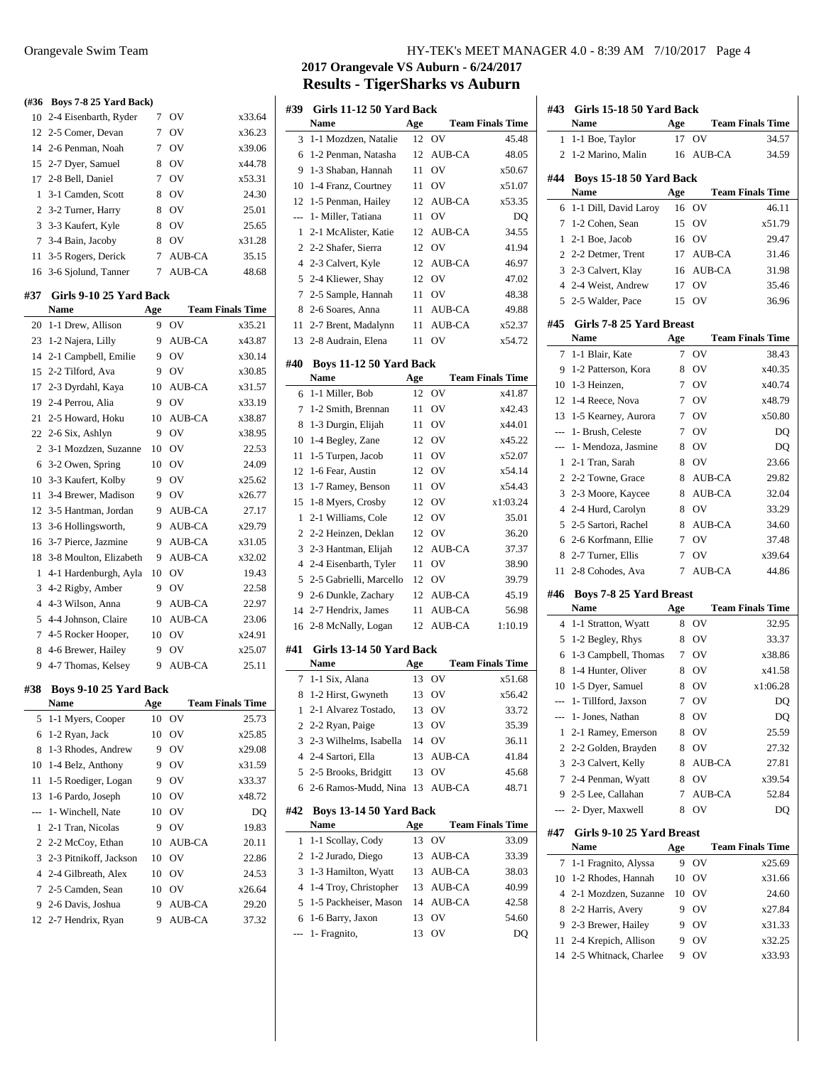## 2017 Orangevale VS Auburn - 6/24/2017

## Results - TigerSharks vs Auburn

**(#36 Boys 7-8 25 Yard Back)**

| | Name | Age | Team | Finals Time |
|---|---|---|---|---|
| 10 | 2-4 Eisenbarth, Ryder | 7 | OV | x33.64 |
| 12 | 2-5 Comer, Devan | 7 | OV | x36.23 |
| 14 | 2-6 Penman, Noah | 7 | OV | x39.06 |
| 15 | 2-7 Dyer, Samuel | 8 | OV | x44.78 |
| 17 | 2-8 Bell, Daniel | 7 | OV | x53.31 |
| 1 | 3-1 Camden, Scott | 8 | OV | 24.30 |
| 2 | 3-2 Turner, Harry | 8 | OV | 25.01 |
| 3 | 3-3 Kaufert, Kyle | 8 | OV | 25.65 |
| 7 | 3-4 Bain, Jacoby | 8 | OV | x31.28 |
| 11 | 3-5 Rogers, Derick | 7 | AUB-CA | 35.15 |
| 16 | 3-6 Sjolund, Tanner | 7 | AUB-CA | 48.68 |

**#37 Girls 9-10 25 Yard Back**

| | Name | Age | Team | Finals Time |
|---|---|---|---|---|
| 20 | 1-1 Drew, Allison | 9 | OV | x35.21 |
| 23 | 1-2 Najera, Lilly | 9 | AUB-CA | x43.87 |
| 14 | 2-1 Campbell, Emilie | 9 | OV | x30.14 |
| 15 | 2-2 Tilford, Ava | 9 | OV | x30.85 |
| 17 | 2-3 Dyrdahl, Kaya | 10 | AUB-CA | x31.57 |
| 19 | 2-4 Perrou, Alia | 9 | OV | x33.19 |
| 21 | 2-5 Howard, Hoku | 10 | AUB-CA | x38.87 |
| 22 | 2-6 Six, Ashlyn | 9 | OV | x38.95 |
| 2 | 3-1 Mozdzen, Suzanne | 10 | OV | 22.53 |
| 6 | 3-2 Owen, Spring | 10 | OV | 24.09 |
| 10 | 3-3 Kaufert, Kolby | 9 | OV | x25.62 |
| 11 | 3-4 Brewer, Madison | 9 | OV | x26.77 |
| 12 | 3-5 Hantman, Jordan | 9 | AUB-CA | 27.17 |
| 13 | 3-6 Hollingsworth, | 9 | AUB-CA | x29.79 |
| 16 | 3-7 Pierce, Jazmine | 9 | AUB-CA | x31.05 |
| 18 | 3-8 Moulton, Elizabeth | 9 | AUB-CA | x32.02 |
| 1 | 4-1 Hardenburgh, Ayla | 10 | OV | 19.43 |
| 3 | 4-2 Rigby, Amber | 9 | OV | 22.58 |
| 4 | 4-3 Wilson, Anna | 9 | AUB-CA | 22.97 |
| 5 | 4-4 Johnson, Claire | 10 | AUB-CA | 23.06 |
| 7 | 4-5 Rocker Hooper, | 10 | OV | x24.91 |
| 8 | 4-6 Brewer, Hailey | 9 | OV | x25.07 |
| 9 | 4-7 Thomas, Kelsey | 9 | AUB-CA | 25.11 |

**#38 Boys 9-10 25 Yard Back**

| | Name | Age | Team | Finals Time |
|---|---|---|---|---|
| 5 | 1-1 Myers, Cooper | 10 | OV | 25.73 |
| 6 | 1-2 Ryan, Jack | 10 | OV | x25.85 |
| 8 | 1-3 Rhodes, Andrew | 9 | OV | x29.08 |
| 10 | 1-4 Belz, Anthony | 9 | OV | x31.59 |
| 11 | 1-5 Roediger, Logan | 9 | OV | x33.37 |
| 13 | 1-6 Pardo, Joseph | 10 | OV | x48.72 |
| --- | 1- Winchell, Nate | 10 | OV | DQ |
| 1 | 2-1 Tran, Nicolas | 9 | OV | 19.83 |
| 2 | 2-2 McCoy, Ethan | 10 | AUB-CA | 20.11 |
| 3 | 2-3 Pitnikoff, Jackson | 10 | OV | 22.86 |
| 4 | 2-4 Gilbreath, Alex | 10 | OV | 24.53 |
| 7 | 2-5 Camden, Sean | 10 | OV | x26.64 |
| 9 | 2-6 Davis, Joshua | 9 | AUB-CA | 29.20 |
| 12 | 2-7 Hendrix, Ryan | 9 | AUB-CA | 37.32 |

**#39 Girls 11-12 50 Yard Back**

| | Name | Age | Team | Finals Time |
|---|---|---|---|---|
| 3 | 1-1 Mozdzen, Natalie | 12 | OV | 45.48 |
| 6 | 1-2 Penman, Natasha | 12 | AUB-CA | 48.05 |
| 9 | 1-3 Shaban, Hannah | 11 | OV | x50.67 |
| 10 | 1-4 Franz, Courtney | 11 | OV | x51.07 |
| 12 | 1-5 Penman, Hailey | 12 | AUB-CA | x53.35 |
| --- | 1- Miller, Tatiana | 11 | OV | DQ |
| 1 | 2-1 McAlister, Katie | 12 | AUB-CA | 34.55 |
| 2 | 2-2 Shafer, Sierra | 12 | OV | 41.94 |
| 4 | 2-3 Calvert, Kyle | 12 | AUB-CA | 46.97 |
| 5 | 2-4 Kliewer, Shay | 12 | OV | 47.02 |
| 7 | 2-5 Sample, Hannah | 11 | OV | 48.38 |
| 8 | 2-6 Soares, Anna | 11 | AUB-CA | 49.88 |
| 11 | 2-7 Brent, Madalynn | 11 | AUB-CA | x52.37 |
| 13 | 2-8 Audrain, Elena | 11 | OV | x54.72 |

**#40 Boys 11-12 50 Yard Back**

| | Name | Age | Team | Finals Time |
|---|---|---|---|---|
| 6 | 1-1 Miller, Bob | 12 | OV | x41.87 |
| 7 | 1-2 Smith, Brennan | 11 | OV | x42.43 |
| 8 | 1-3 Durgin, Elijah | 11 | OV | x44.01 |
| 10 | 1-4 Begley, Zane | 12 | OV | x45.22 |
| 11 | 1-5 Turpen, Jacob | 11 | OV | x52.07 |
| 12 | 1-6 Fear, Austin | 12 | OV | x54.14 |
| 13 | 1-7 Ramey, Benson | 11 | OV | x54.43 |
| 15 | 1-8 Myers, Crosby | 12 | OV | x1:03.24 |
| 1 | 2-1 Williams, Cole | 12 | OV | 35.01 |
| 2 | 2-2 Heinzen, Deklan | 12 | OV | 36.20 |
| 3 | 2-3 Hantman, Elijah | 12 | AUB-CA | 37.37 |
| 4 | 2-4 Eisenbarth, Tyler | 11 | OV | 38.90 |
| 5 | 2-5 Gabrielli, Marcello | 12 | OV | 39.79 |
| 9 | 2-6 Dunkle, Zachary | 12 | AUB-CA | 45.19 |
| 14 | 2-7 Hendrix, James | 11 | AUB-CA | 56.98 |
| 16 | 2-8 McNally, Logan | 12 | AUB-CA | 1:10.19 |

**#41 Girls 13-14 50 Yard Back**

| | Name | Age | Team | Finals Time |
|---|---|---|---|---|
| 7 | 1-1 Six, Alana | 13 | OV | x51.68 |
| 8 | 1-2 Hirst, Gwyneth | 13 | OV | x56.42 |
| 1 | 2-1 Alvarez Tostado, | 13 | OV | 33.72 |
| 2 | 2-2 Ryan, Paige | 13 | OV | 35.39 |
| 3 | 2-3 Wilhelms, Isabella | 14 | OV | 36.11 |
| 4 | 2-4 Sartori, Ella | 13 | AUB-CA | 41.84 |
| 5 | 2-5 Brooks, Bridgitt | 13 | OV | 45.68 |
| 6 | 2-6 Ramos-Mudd, Nina | 13 | AUB-CA | 48.71 |

**#42 Boys 13-14 50 Yard Back**

| | Name | Age | Team | Finals Time |
|---|---|---|---|---|
| 1 | 1-1 Scollay, Cody | 13 | OV | 33.09 |
| 2 | 1-2 Jurado, Diego | 13 | AUB-CA | 33.39 |
| 3 | 1-3 Hamilton, Wyatt | 13 | AUB-CA | 38.03 |
| 4 | 1-4 Troy, Christopher | 13 | AUB-CA | 40.99 |
| 5 | 1-5 Packheiser, Mason | 14 | AUB-CA | 42.58 |
| 6 | 1-6 Barry, Jaxon | 13 | OV | 54.60 |
| --- | 1- Fragnito, | 13 | OV | DQ |

**#43 Girls 15-18 50 Yard Back**

| | Name | Age | Team | Finals Time |
|---|---|---|---|---|
| 1 | 1-1 Boe, Taylor | 17 | OV | 34.57 |
| 2 | 1-2 Marino, Malin | 16 | AUB-CA | 34.59 |

**#44 Boys 15-18 50 Yard Back**

| | Name | Age | Team | Finals Time |
|---|---|---|---|---|
| 6 | 1-1 Dill, David Laroy | 16 | OV | 46.11 |
| 7 | 1-2 Cohen, Sean | 15 | OV | x51.79 |
| 1 | 2-1 Boe, Jacob | 16 | OV | 29.47 |
| 2 | 2-2 Detmer, Trent | 17 | AUB-CA | 31.46 |
| 3 | 2-3 Calvert, Klay | 16 | AUB-CA | 31.98 |
| 4 | 2-4 Weist, Andrew | 17 | OV | 35.46 |
| 5 | 2-5 Walder, Pace | 15 | OV | 36.96 |

**#45 Girls 7-8 25 Yard Breast**

| | Name | Age | Team | Finals Time |
|---|---|---|---|---|
| 7 | 1-1 Blair, Kate | 7 | OV | 38.43 |
| 9 | 1-2 Patterson, Kora | 8 | OV | x40.35 |
| 10 | 1-3 Heinzen, | 7 | OV | x40.74 |
| 12 | 1-4 Reece, Nova | 7 | OV | x48.79 |
| 13 | 1-5 Kearney, Aurora | 7 | OV | x50.80 |
| --- | 1- Brush, Celeste | 7 | OV | DQ |
| --- | 1- Mendoza, Jasmine | 8 | OV | DQ |
| 1 | 2-1 Tran, Sarah | 8 | OV | 23.66 |
| 2 | 2-2 Towne, Grace | 8 | AUB-CA | 29.82 |
| 3 | 2-3 Moore, Kaycee | 8 | AUB-CA | 32.04 |
| 4 | 2-4 Hurd, Carolyn | 8 | OV | 33.29 |
| 5 | 2-5 Sartori, Rachel | 8 | AUB-CA | 34.60 |
| 6 | 2-6 Korfmann, Ellie | 7 | OV | 37.48 |
| 8 | 2-7 Turner, Ellis | 7 | OV | x39.64 |
| 11 | 2-8 Cohodes, Ava | 7 | AUB-CA | 44.86 |

**#46 Boys 7-8 25 Yard Breast**

| | Name | Age | Team | Finals Time |
|---|---|---|---|---|
| 4 | 1-1 Stratton, Wyatt | 8 | OV | 32.95 |
| 5 | 1-2 Begley, Rhys | 8 | OV | 33.37 |
| 6 | 1-3 Campbell, Thomas | 7 | OV | x38.86 |
| 8 | 1-4 Hunter, Oliver | 8 | OV | x41.58 |
| 10 | 1-5 Dyer, Samuel | 8 | OV | x1:06.28 |
| --- | 1- Tillford, Jaxson | 7 | OV | DQ |
| --- | 1- Jones, Nathan | 8 | OV | DQ |
| 1 | 2-1 Ramey, Emerson | 8 | OV | 25.59 |
| 2 | 2-2 Golden, Brayden | 8 | OV | 27.32 |
| 3 | 2-3 Calvert, Kelly | 8 | AUB-CA | 27.81 |
| 7 | 2-4 Penman, Wyatt | 8 | OV | x39.54 |
| 9 | 2-5 Lee, Callahan | 7 | AUB-CA | 52.84 |
| --- | 2- Dyer, Maxwell | 8 | OV | DQ |

**#47 Girls 9-10 25 Yard Breast**

| | Name | Age | Team | Finals Time |
|---|---|---|---|---|
| 7 | 1-1 Fragnito, Alyssa | 9 | OV | x25.69 |
| 10 | 1-2 Rhodes, Hannah | 10 | OV | x31.66 |
| 4 | 2-1 Mozdzen, Suzanne | 10 | OV | 24.60 |
| 8 | 2-2 Harris, Avery | 9 | OV | x27.84 |
| 9 | 2-3 Brewer, Hailey | 9 | OV | x31.33 |
| 11 | 2-4 Krepich, Allison | 9 | OV | x32.25 |
| 14 | 2-5 Whitnack, Charlee | 9 | OV | x33.93 |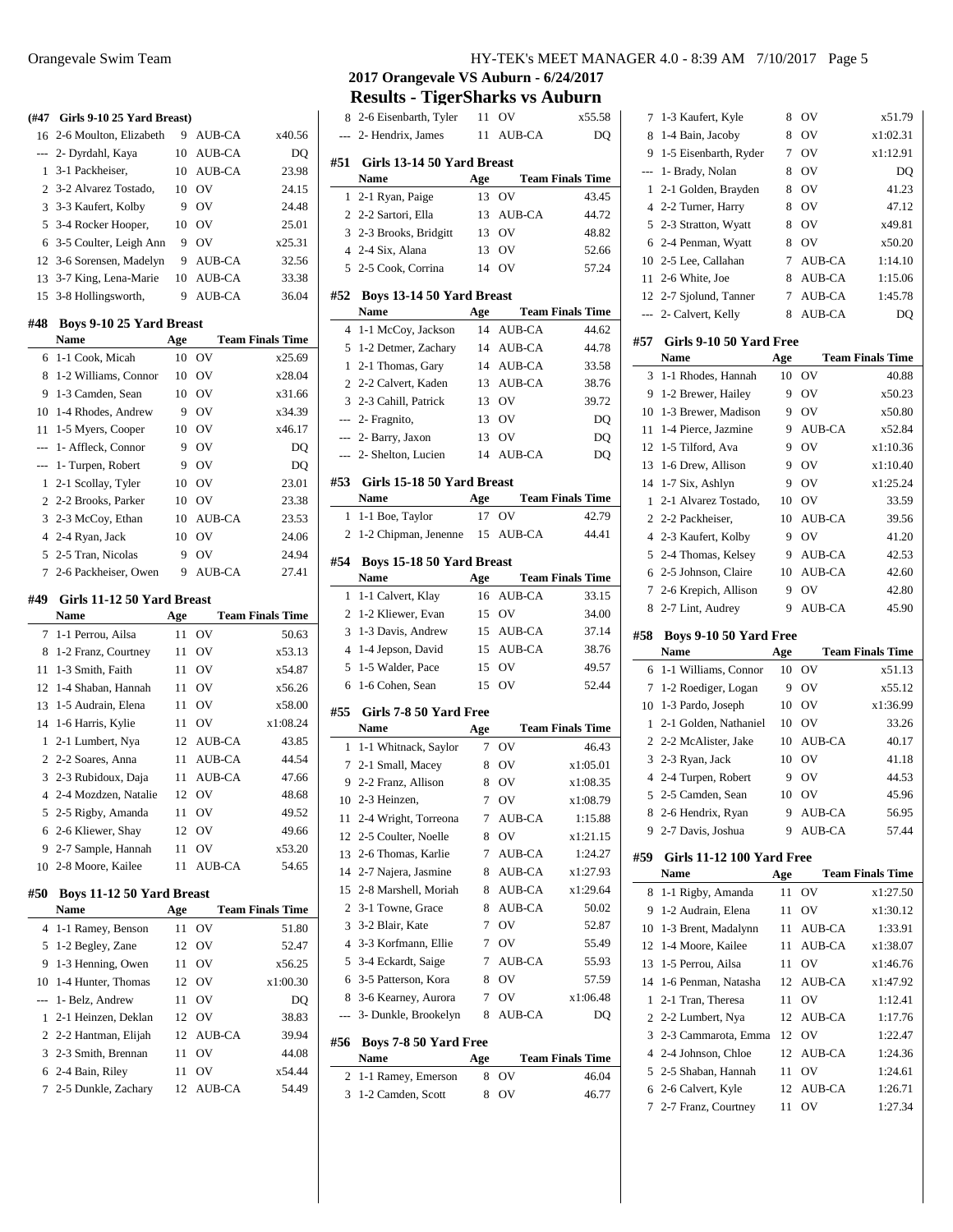## 2017 Orangevale VS Auburn - 6/24/2017

## Results - TigerSharks vs Auburn

### (#47 Girls 9-10 25 Yard Breast)

| | Name | Age | Team | Finals Time |
|---|---|---|---|---|
| 16 | 2-6 Moulton, Elizabeth | 9 | AUB-CA | x40.56 |
| --- | 2- Dyrdahl, Kaya | 10 | AUB-CA | DQ |
| 1 | 3-1 Packheiser, | 10 | AUB-CA | 23.98 |
| 2 | 3-2 Alvarez Tostado, | 10 | OV | 24.15 |
| 3 | 3-3 Kaufert, Kolby | 9 | OV | 24.48 |
| 5 | 3-4 Rocker Hooper, | 10 | OV | 25.01 |
| 6 | 3-5 Coulter, Leigh Ann | 9 | OV | x25.31 |
| 12 | 3-6 Sorensen, Madelyn | 9 | AUB-CA | 32.56 |
| 13 | 3-7 King, Lena-Marie | 10 | AUB-CA | 33.38 |
| 15 | 3-8 Hollingsworth, | 9 | AUB-CA | 36.04 |

### #48 Boys 9-10 25 Yard Breast

| | Name | Age | Team | Finals Time |
|---|---|---|---|---|
| 6 | 1-1 Cook, Micah | 10 | OV | x25.69 |
| 8 | 1-2 Williams, Connor | 10 | OV | x28.04 |
| 9 | 1-3 Camden, Sean | 10 | OV | x31.66 |
| 10 | 1-4 Rhodes, Andrew | 9 | OV | x34.39 |
| 11 | 1-5 Myers, Cooper | 10 | OV | x46.17 |
| --- | 1- Affleck, Connor | 9 | OV | DQ |
| --- | 1- Turpen, Robert | 9 | OV | DQ |
| 1 | 2-1 Scollay, Tyler | 10 | OV | 23.01 |
| 2 | 2-2 Brooks, Parker | 10 | OV | 23.38 |
| 3 | 2-3 McCoy, Ethan | 10 | AUB-CA | 23.53 |
| 4 | 2-4 Ryan, Jack | 10 | OV | 24.06 |
| 5 | 2-5 Tran, Nicolas | 9 | OV | 24.94 |
| 7 | 2-6 Packheiser, Owen | 9 | AUB-CA | 27.41 |

### #49 Girls 11-12 50 Yard Breast

| | Name | Age | Team | Finals Time |
|---|---|---|---|---|
| 7 | 1-1 Perrou, Ailsa | 11 | OV | 50.63 |
| 8 | 1-2 Franz, Courtney | 11 | OV | x53.13 |
| 11 | 1-3 Smith, Faith | 11 | OV | x54.87 |
| 12 | 1-4 Shaban, Hannah | 11 | OV | x56.26 |
| 13 | 1-5 Audrain, Elena | 11 | OV | x58.00 |
| 14 | 1-6 Harris, Kylie | 11 | OV | x1:08.24 |
| 1 | 2-1 Lumbert, Nya | 12 | AUB-CA | 43.85 |
| 2 | 2-2 Soares, Anna | 11 | AUB-CA | 44.54 |
| 3 | 2-3 Rubidoux, Daja | 11 | AUB-CA | 47.66 |
| 4 | 2-4 Mozdzen, Natalie | 12 | OV | 48.68 |
| 5 | 2-5 Rigby, Amanda | 11 | OV | 49.52 |
| 6 | 2-6 Kliewer, Shay | 12 | OV | 49.66 |
| 9 | 2-7 Sample, Hannah | 11 | OV | x53.20 |
| 10 | 2-8 Moore, Kailee | 11 | AUB-CA | 54.65 |

### #50 Boys 11-12 50 Yard Breast

| | Name | Age | Team | Finals Time |
|---|---|---|---|---|
| 4 | 1-1 Ramey, Benson | 11 | OV | 51.80 |
| 5 | 1-2 Begley, Zane | 12 | OV | 52.47 |
| 9 | 1-3 Henning, Owen | 11 | OV | x56.25 |
| 10 | 1-4 Hunter, Thomas | 12 | OV | x1:00.30 |
| --- | 1- Belz, Andrew | 11 | OV | DQ |
| 1 | 2-1 Heinzen, Deklan | 12 | OV | 38.83 |
| 2 | 2-2 Hantman, Elijah | 12 | AUB-CA | 39.94 |
| 3 | 2-3 Smith, Brennan | 11 | OV | 44.08 |
| 6 | 2-4 Bain, Riley | 11 | OV | x54.44 |
| 7 | 2-5 Dunkle, Zachary | 12 | AUB-CA | 54.49 |
| 8 | 2-6 Eisenbarth, Tyler | 11 | OV | x55.58 |
| --- | 2- Hendrix, James | 11 | AUB-CA | DQ |

### #51 Girls 13-14 50 Yard Breast

| | Name | Age | Team | Finals Time |
|---|---|---|---|---|
| 1 | 2-1 Ryan, Paige | 13 | OV | 43.45 |
| 2 | 2-2 Sartori, Ella | 13 | AUB-CA | 44.72 |
| 3 | 2-3 Brooks, Bridgitt | 13 | OV | 48.82 |
| 4 | 2-4 Six, Alana | 13 | OV | 52.66 |
| 5 | 2-5 Cook, Corrina | 14 | OV | 57.24 |

### #52 Boys 13-14 50 Yard Breast

| | Name | Age | Team | Finals Time |
|---|---|---|---|---|
| 4 | 1-1 McCoy, Jackson | 14 | AUB-CA | 44.62 |
| 5 | 1-2 Detmer, Zachary | 14 | AUB-CA | 44.78 |
| 1 | 2-1 Thomas, Gary | 14 | AUB-CA | 33.58 |
| 2 | 2-2 Calvert, Kaden | 13 | AUB-CA | 38.76 |
| 3 | 2-3 Cahill, Patrick | 13 | OV | 39.72 |
| --- | 2- Fragnito, | 13 | OV | DQ |
| --- | 2- Barry, Jaxon | 13 | OV | DQ |
| --- | 2- Shelton, Lucien | 14 | AUB-CA | DQ |

### #53 Girls 15-18 50 Yard Breast

| | Name | Age | Team | Finals Time |
|---|---|---|---|---|
| 1 | 1-1 Boe, Taylor | 17 | OV | 42.79 |
| 2 | 1-2 Chipman, Jenenne | 15 | AUB-CA | 44.41 |

### #54 Boys 15-18 50 Yard Breast

| | Name | Age | Team | Finals Time |
|---|---|---|---|---|
| 1 | 1-1 Calvert, Klay | 16 | AUB-CA | 33.15 |
| 2 | 1-2 Kliewer, Evan | 15 | OV | 34.00 |
| 3 | 1-3 Davis, Andrew | 15 | AUB-CA | 37.14 |
| 4 | 1-4 Jepson, David | 15 | AUB-CA | 38.76 |
| 5 | 1-5 Walder, Pace | 15 | OV | 49.57 |
| 6 | 1-6 Cohen, Sean | 15 | OV | 52.44 |

### #55 Girls 7-8 50 Yard Free

| | Name | Age | Team | Finals Time |
|---|---|---|---|---|
| 1 | 1-1 Whitnack, Saylor | 7 | OV | 46.43 |
| 7 | 2-1 Small, Macey | 8 | OV | x1:05.01 |
| 9 | 2-2 Franz, Allison | 8 | OV | x1:08.35 |
| 10 | 2-3 Heinzen, | 7 | OV | x1:08.79 |
| 11 | 2-4 Wright, Torreona | 7 | AUB-CA | 1:15.88 |
| 12 | 2-5 Coulter, Noelle | 8 | OV | x1:21.15 |
| 13 | 2-6 Thomas, Karlie | 7 | AUB-CA | 1:24.27 |
| 14 | 2-7 Najera, Jasmine | 8 | AUB-CA | x1:27.93 |
| 15 | 2-8 Marshell, Moriah | 8 | AUB-CA | x1:29.64 |
| 2 | 3-1 Towne, Grace | 8 | AUB-CA | 50.02 |
| 3 | 3-2 Blair, Kate | 7 | OV | 52.87 |
| 4 | 3-3 Korfmann, Ellie | 7 | OV | 55.49 |
| 5 | 3-4 Eckardt, Saige | 7 | AUB-CA | 55.93 |
| 6 | 3-5 Patterson, Kora | 8 | OV | 57.59 |
| 8 | 3-6 Kearney, Aurora | 7 | OV | x1:06.48 |
| --- | 3- Dunkle, Brookelyn | 8 | AUB-CA | DQ |

### #56 Boys 7-8 50 Yard Free

| | Name | Age | Team | Finals Time |
|---|---|---|---|---|
| 2 | 1-1 Ramey, Emerson | 8 | OV | 46.04 |
| 3 | 1-2 Camden, Scott | 8 | OV | 46.77 |
| 7 | 1-3 Kaufert, Kyle | 8 | OV | x51.79 |
| 8 | 1-4 Bain, Jacoby | 8 | OV | x1:02.31 |
| 9 | 1-5 Eisenbarth, Ryder | 7 | OV | x1:12.91 |
| --- | 1- Brady, Nolan | 8 | OV | DQ |
| 1 | 2-1 Golden, Brayden | 8 | OV | 41.23 |
| 4 | 2-2 Turner, Harry | 8 | OV | 47.12 |
| 5 | 2-3 Stratton, Wyatt | 8 | OV | x49.81 |
| 6 | 2-4 Penman, Wyatt | 8 | OV | x50.20 |
| 10 | 2-5 Lee, Callahan | 7 | AUB-CA | 1:14.10 |
| 11 | 2-6 White, Joe | 8 | AUB-CA | 1:15.06 |
| 12 | 2-7 Sjolund, Tanner | 7 | AUB-CA | 1:45.78 |
| --- | 2- Calvert, Kelly | 8 | AUB-CA | DQ |

### #57 Girls 9-10 50 Yard Free

| | Name | Age | Team | Finals Time |
|---|---|---|---|---|
| 3 | 1-1 Rhodes, Hannah | 10 | OV | 40.88 |
| 9 | 1-2 Brewer, Hailey | 9 | OV | x50.23 |
| 10 | 1-3 Brewer, Madison | 9 | OV | x50.80 |
| 11 | 1-4 Pierce, Jazmine | 9 | AUB-CA | x52.84 |
| 12 | 1-5 Tilford, Ava | 9 | OV | x1:10.36 |
| 13 | 1-6 Drew, Allison | 9 | OV | x1:10.40 |
| 14 | 1-7 Six, Ashlyn | 9 | OV | x1:25.24 |
| 1 | 2-1 Alvarez Tostado, | 10 | OV | 33.59 |
| 2 | 2-2 Packheiser, | 10 | AUB-CA | 39.56 |
| 4 | 2-3 Kaufert, Kolby | 9 | OV | 41.20 |
| 5 | 2-4 Thomas, Kelsey | 9 | AUB-CA | 42.53 |
| 6 | 2-5 Johnson, Claire | 10 | AUB-CA | 42.60 |
| 7 | 2-6 Krepich, Allison | 9 | OV | 42.80 |
| 8 | 2-7 Lint, Audrey | 9 | AUB-CA | 45.90 |

### #58 Boys 9-10 50 Yard Free

| | Name | Age | Team | Finals Time |
|---|---|---|---|---|
| 6 | 1-1 Williams, Connor | 10 | OV | x51.13 |
| 7 | 1-2 Roediger, Logan | 9 | OV | x55.12 |
| 10 | 1-3 Pardo, Joseph | 10 | OV | x1:36.99 |
| 1 | 2-1 Golden, Nathaniel | 10 | OV | 33.26 |
| 2 | 2-2 McAlister, Jake | 10 | AUB-CA | 40.17 |
| 3 | 2-3 Ryan, Jack | 10 | OV | 41.18 |
| 4 | 2-4 Turpen, Robert | 9 | OV | 44.53 |
| 5 | 2-5 Camden, Sean | 10 | OV | 45.96 |
| 8 | 2-6 Hendrix, Ryan | 9 | AUB-CA | 56.95 |
| 9 | 2-7 Davis, Joshua | 9 | AUB-CA | 57.44 |

### #59 Girls 11-12 100 Yard Free

| | Name | Age | Team | Finals Time |
|---|---|---|---|---|
| 8 | 1-1 Rigby, Amanda | 11 | OV | x1:27.50 |
| 9 | 1-2 Audrain, Elena | 11 | OV | x1:30.12 |
| 10 | 1-3 Brent, Madalynn | 11 | AUB-CA | 1:33.91 |
| 12 | 1-4 Moore, Kailee | 11 | AUB-CA | x1:38.07 |
| 13 | 1-5 Perrou, Ailsa | 11 | OV | x1:46.76 |
| 14 | 1-6 Penman, Natasha | 12 | AUB-CA | x1:47.92 |
| 1 | 2-1 Tran, Theresa | 11 | OV | 1:12.41 |
| 2 | 2-2 Lumbert, Nya | 12 | AUB-CA | 1:17.76 |
| 3 | 2-3 Cammarota, Emma | 12 | OV | 1:22.47 |
| 4 | 2-4 Johnson, Chloe | 12 | AUB-CA | 1:24.36 |
| 5 | 2-5 Shaban, Hannah | 11 | OV | 1:24.61 |
| 6 | 2-6 Calvert, Kyle | 12 | AUB-CA | 1:26.71 |
| 7 | 2-7 Franz, Courtney | 11 | OV | 1:27.34 |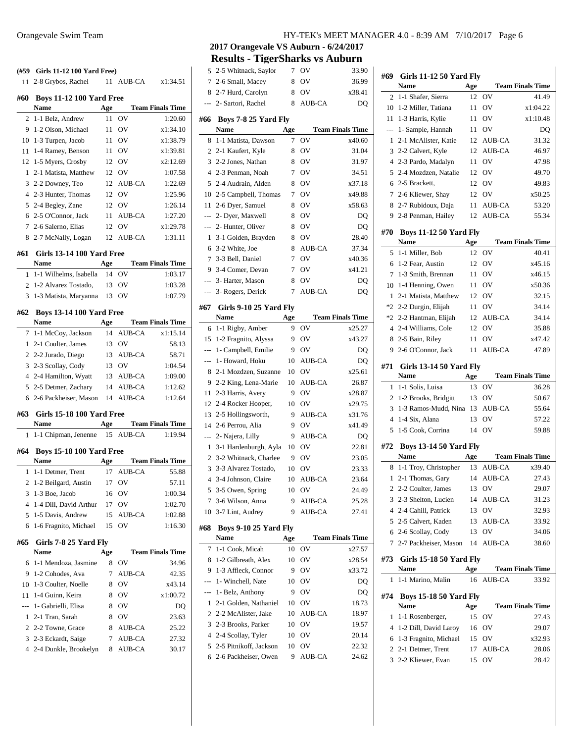## 2017 Orangevale VS Auburn - 6/24/2017

## Results - TigerSharks vs Auburn

**(#59 Girls 11-12 100 Yard Free)**

| | Name | Age | Team | Finals Time |
|---|---|---|---|---|
| 11 | 2-8 Grybos, Rachel | 11 | AUB-CA | x1:34.51 |

**#60 Boys 11-12 100 Yard Free**

| | Name | Age | Team | Finals Time |
|---|---|---|---|---|
| 2 | 1-1 Belz, Andrew | 11 | OV | 1:20.60 |
| 9 | 1-2 Olson, Michael | 11 | OV | x1:34.10 |
| 10 | 1-3 Turpen, Jacob | 11 | OV | x1:38.79 |
| 11 | 1-4 Ramey, Benson | 11 | OV | x1:39.81 |
| 12 | 1-5 Myers, Crosby | 12 | OV | x2:12.69 |
| 1 | 2-1 Matista, Matthew | 12 | OV | 1:07.58 |
| 3 | 2-2 Downey, Teo | 12 | AUB-CA | 1:22.69 |
| 4 | 2-3 Hunter, Thomas | 12 | OV | 1:25.96 |
| 5 | 2-4 Begley, Zane | 12 | OV | 1:26.14 |
| 6 | 2-5 O'Connor, Jack | 11 | AUB-CA | 1:27.20 |
| 7 | 2-6 Salerno, Elias | 12 | OV | x1:29.78 |
| 8 | 2-7 McNally, Logan | 12 | AUB-CA | 1:31.11 |

**#61 Girls 13-14 100 Yard Free**

| | Name | Age | Team | Finals Time |
|---|---|---|---|---|
| 1 | 1-1 Wilhelms, Isabella | 14 | OV | 1:03.17 |
| 2 | 1-2 Alvarez Tostado, | 13 | OV | 1:03.28 |
| 3 | 1-3 Matista, Maryanna | 13 | OV | 1:07.79 |

**#62 Boys 13-14 100 Yard Free**

| | Name | Age | Team | Finals Time |
|---|---|---|---|---|
| 7 | 1-1 McCoy, Jackson | 14 | AUB-CA | x1:15.14 |
| 1 | 2-1 Coulter, James | 13 | OV | 58.13 |
| 2 | 2-2 Jurado, Diego | 13 | AUB-CA | 58.71 |
| 3 | 2-3 Scollay, Cody | 13 | OV | 1:04.54 |
| 4 | 2-4 Hamilton, Wyatt | 13 | AUB-CA | 1:09.00 |
| 5 | 2-5 Detmer, Zachary | 14 | AUB-CA | 1:12.62 |
| 6 | 2-6 Packheiser, Mason | 14 | AUB-CA | 1:12.64 |

**#63 Girls 15-18 100 Yard Free**

| | Name | Age | Team | Finals Time |
|---|---|---|---|---|
| 1 | 1-1 Chipman, Jenenne | 15 | AUB-CA | 1:19.94 |

**#64 Boys 15-18 100 Yard Free**

| | Name | Age | Team | Finals Time |
|---|---|---|---|---|
| 1 | 1-1 Detmer, Trent | 17 | AUB-CA | 55.88 |
| 2 | 1-2 Beilgard, Austin | 17 | OV | 57.11 |
| 3 | 1-3 Boe, Jacob | 16 | OV | 1:00.34 |
| 4 | 1-4 Dill, David Arthur | 17 | OV | 1:02.70 |
| 5 | 1-5 Davis, Andrew | 15 | AUB-CA | 1:02.88 |
| 6 | 1-6 Fragnito, Michael | 15 | OV | 1:16.30 |

**#65 Girls 7-8 25 Yard Fly**

| | Name | Age | Team | Finals Time |
|---|---|---|---|---|
| 6 | 1-1 Mendoza, Jasmine | 8 | OV | 34.96 |
| 9 | 1-2 Cohodes, Ava | 7 | AUB-CA | 42.35 |
| 10 | 1-3 Coulter, Noelle | 8 | OV | x43.14 |
| 11 | 1-4 Guinn, Keira | 8 | OV | x1:00.72 |
| --- | 1- Gabrielli, Elisa | 8 | OV | DQ |
| 1 | 2-1 Tran, Sarah | 8 | OV | 23.63 |
| 2 | 2-2 Towne, Grace | 8 | AUB-CA | 25.22 |
| 3 | 2-3 Eckardt, Saige | 7 | AUB-CA | 27.32 |
| 4 | 2-4 Dunkle, Brookelyn | 8 | AUB-CA | 30.17 |
| 5 | 2-5 Whitnack, Saylor | 7 | OV | 33.90 |
| 7 | 2-6 Small, Macey | 8 | OV | 36.99 |
| 8 | 2-7 Hurd, Carolyn | 8 | OV | x38.41 |
| --- | 2- Sartori, Rachel | 8 | AUB-CA | DQ |

**#66 Boys 7-8 25 Yard Fly**

| | Name | Age | Team | Finals Time |
|---|---|---|---|---|
| 8 | 1-1 Matista, Dawson | 7 | OV | x40.60 |
| 2 | 2-1 Kaufert, Kyle | 8 | OV | 31.04 |
| 3 | 2-2 Jones, Nathan | 8 | OV | 31.97 |
| 4 | 2-3 Penman, Noah | 7 | OV | 34.51 |
| 5 | 2-4 Audrain, Alden | 8 | OV | x37.18 |
| 10 | 2-5 Campbell, Thomas | 7 | OV | x49.88 |
| 11 | 2-6 Dyer, Samuel | 8 | OV | x58.63 |
| --- | 2- Dyer, Maxwell | 8 | OV | DQ |
| --- | 2- Hunter, Oliver | 8 | OV | DQ |
| 1 | 3-1 Golden, Brayden | 8 | OV | 28.40 |
| 6 | 3-2 White, Joe | 8 | AUB-CA | 37.34 |
| 7 | 3-3 Bell, Daniel | 7 | OV | x40.36 |
| 9 | 3-4 Comer, Devan | 7 | OV | x41.21 |
| --- | 3- Harter, Mason | 8 | OV | DQ |
| --- | 3- Rogers, Derick | 7 | AUB-CA | DQ |

**#67 Girls 9-10 25 Yard Fly**

| | Name | Age | Team | Finals Time |
|---|---|---|---|---|
| 6 | 1-1 Rigby, Amber | 9 | OV | x25.27 |
| 15 | 1-2 Fragnito, Alyssa | 9 | OV | x43.27 |
| --- | 1- Campbell, Emilie | 9 | OV | DQ |
| --- | 1- Howard, Hoku | 10 | AUB-CA | DQ |
| 8 | 2-1 Mozdzen, Suzanne | 10 | OV | x25.61 |
| 9 | 2-2 King, Lena-Marie | 10 | AUB-CA | 26.87 |
| 11 | 2-3 Harris, Avery | 9 | OV | x28.87 |
| 12 | 2-4 Rocker Hooper, | 10 | OV | x29.75 |
| 13 | 2-5 Hollingsworth, | 9 | AUB-CA | x31.76 |
| 14 | 2-6 Perrou, Alia | 9 | OV | x41.49 |
| --- | 2- Najera, Lilly | 9 | AUB-CA | DQ |
| 1 | 3-1 Hardenburgh, Ayla | 10 | OV | 22.81 |
| 2 | 3-2 Whitnack, Charlee | 9 | OV | 23.05 |
| 3 | 3-3 Alvarez Tostado, | 10 | OV | 23.33 |
| 4 | 3-4 Johnson, Claire | 10 | AUB-CA | 23.64 |
| 5 | 3-5 Owen, Spring | 10 | OV | 24.49 |
| 7 | 3-6 Wilson, Anna | 9 | AUB-CA | 25.28 |
| 10 | 3-7 Lint, Audrey | 9 | AUB-CA | 27.41 |

**#68 Boys 9-10 25 Yard Fly**

| | Name | Age | Team | Finals Time |
|---|---|---|---|---|
| 7 | 1-1 Cook, Micah | 10 | OV | x27.57 |
| 8 | 1-2 Gilbreath, Alex | 10 | OV | x28.54 |
| 9 | 1-3 Affleck, Connor | 9 | OV | x33.72 |
| --- | 1- Winchell, Nate | 10 | OV | DQ |
| --- | 1- Belz, Anthony | 9 | OV | DQ |
| 1 | 2-1 Golden, Nathaniel | 10 | OV | 18.73 |
| 2 | 2-2 McAlister, Jake | 10 | AUB-CA | 18.97 |
| 3 | 2-3 Brooks, Parker | 10 | OV | 19.57 |
| 4 | 2-4 Scollay, Tyler | 10 | OV | 20.14 |
| 5 | 2-5 Pitnikoff, Jackson | 10 | OV | 22.32 |
| 6 | 2-6 Packheiser, Owen | 9 | AUB-CA | 24.62 |

**#69 Girls 11-12 50 Yard Fly**

| | Name | Age | Team | Finals Time |
|---|---|---|---|---|
| 2 | 1-1 Shafer, Sierra | 12 | OV | 41.49 |
| 10 | 1-2 Miller, Tatiana | 11 | OV | x1:04.22 |
| 11 | 1-3 Harris, Kylie | 11 | OV | x1:10.48 |
| --- | 1- Sample, Hannah | 11 | OV | DQ |
| 1 | 2-1 McAlister, Katie | 12 | AUB-CA | 31.32 |
| 3 | 2-2 Calvert, Kyle | 12 | AUB-CA | 46.97 |
| 4 | 2-3 Pardo, Madalyn | 11 | OV | 47.98 |
| 5 | 2-4 Mozdzen, Natalie | 12 | OV | 49.70 |
| 6 | 2-5 Brackett, | 12 | OV | 49.83 |
| 7 | 2-6 Kliewer, Shay | 12 | OV | x50.25 |
| 8 | 2-7 Rubidoux, Daja | 11 | AUB-CA | 53.20 |
| 9 | 2-8 Penman, Hailey | 12 | AUB-CA | 55.34 |

**#70 Boys 11-12 50 Yard Fly**

| | Name | Age | Team | Finals Time |
|---|---|---|---|---|
| 5 | 1-1 Miller, Bob | 12 | OV | 40.41 |
| 6 | 1-2 Fear, Austin | 12 | OV | x45.16 |
| 7 | 1-3 Smith, Brennan | 11 | OV | x46.15 |
| 10 | 1-4 Henning, Owen | 11 | OV | x50.36 |
| 1 | 2-1 Matista, Matthew | 12 | OV | 32.15 |
| *2 | 2-2 Durgin, Elijah | 11 | OV | 34.14 |
| *2 | 2-2 Hantman, Elijah | 12 | AUB-CA | 34.14 |
| 4 | 2-4 Williams, Cole | 12 | OV | 35.88 |
| 8 | 2-5 Bain, Riley | 11 | OV | x47.42 |
| 9 | 2-6 O'Connor, Jack | 11 | AUB-CA | 47.89 |

**#71 Girls 13-14 50 Yard Fly**

| | Name | Age | Team | Finals Time |
|---|---|---|---|---|
| 1 | 1-1 Solis, Luisa | 13 | OV | 36.28 |
| 2 | 1-2 Brooks, Bridgitt | 13 | OV | 50.67 |
| 3 | 1-3 Ramos-Mudd, Nina | 13 | AUB-CA | 55.64 |
| 4 | 1-4 Six, Alana | 13 | OV | 57.22 |
| 5 | 1-5 Cook, Corrina | 14 | OV | 59.88 |

**#72 Boys 13-14 50 Yard Fly**

| | Name | Age | Team | Finals Time |
|---|---|---|---|---|
| 8 | 1-1 Troy, Christopher | 13 | AUB-CA | x39.40 |
| 1 | 2-1 Thomas, Gary | 14 | AUB-CA | 27.43 |
| 2 | 2-2 Coulter, James | 13 | OV | 29.07 |
| 3 | 2-3 Shelton, Lucien | 14 | AUB-CA | 31.23 |
| 4 | 2-4 Cahill, Patrick | 13 | OV | 32.93 |
| 5 | 2-5 Calvert, Kaden | 13 | AUB-CA | 33.92 |
| 6 | 2-6 Scollay, Cody | 13 | OV | 34.06 |
| 7 | 2-7 Packheiser, Mason | 14 | AUB-CA | 38.60 |

**#73 Girls 15-18 50 Yard Fly**

| | Name | Age | Team | Finals Time |
|---|---|---|---|---|
| 1 | 1-1 Marino, Malin | 16 | AUB-CA | 33.92 |

**#74 Boys 15-18 50 Yard Fly**

| | Name | Age | Team | Finals Time |
|---|---|---|---|---|
| 1 | 1-1 Rosenberger, | 15 | OV | 27.43 |
| 4 | 1-2 Dill, David Laroy | 16 | OV | 29.07 |
| 6 | 1-3 Fragnito, Michael | 15 | OV | x32.93 |
| 2 | 2-1 Detmer, Trent | 17 | AUB-CA | 28.06 |
| 3 | 2-2 Kliewer, Evan | 15 | OV | 28.42 |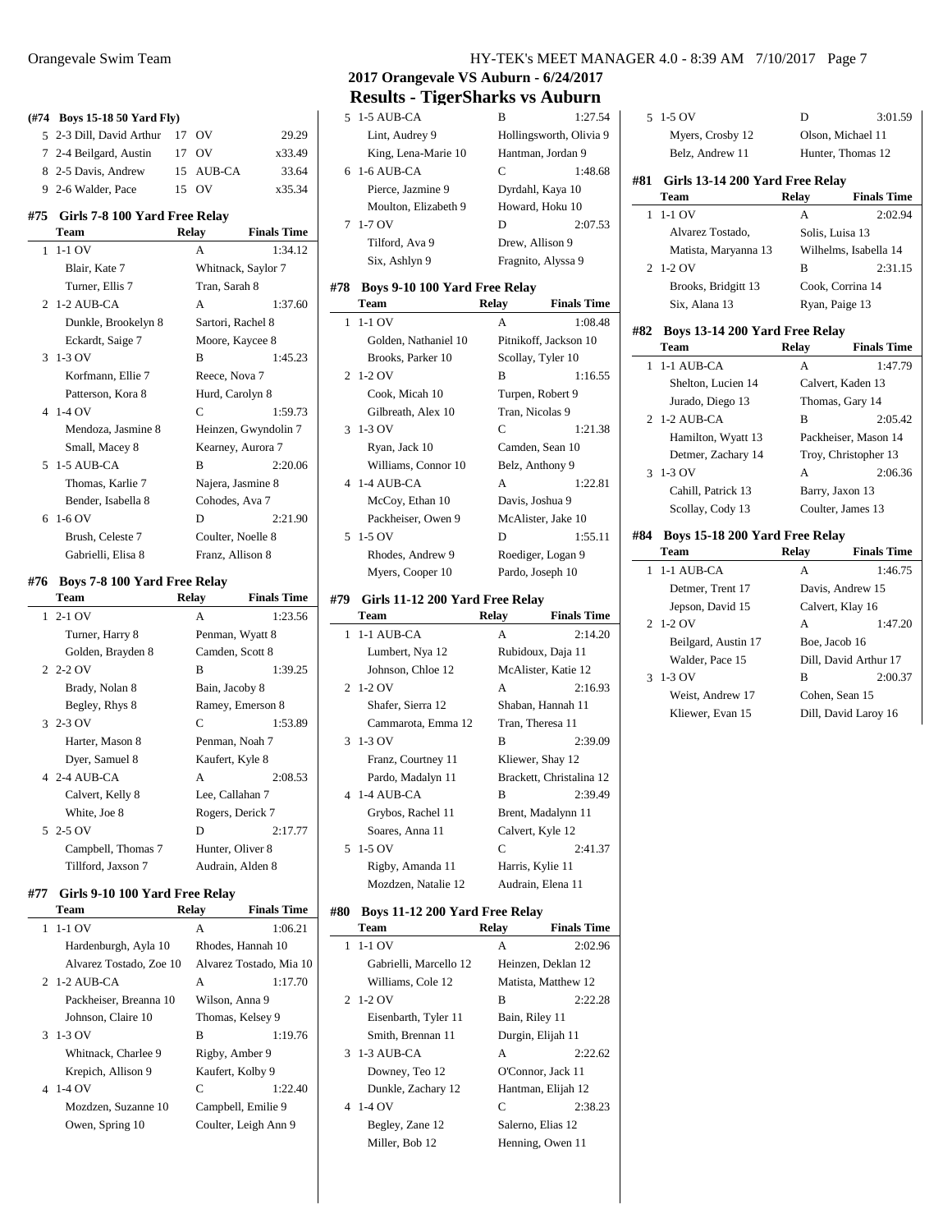## 2017 Orangevale VS Auburn - 6/24/2017

## Results - TigerSharks vs Auburn

### (#74 Boys 15-18 50 Yard Fly)

| | | | | |
|---|---|---|---|---|
| 5 | 2-3 Dill, David Arthur | 17 | OV | 29.29 |
| 7 | 2-4 Beilgard, Austin | 17 | OV | x33.49 |
| 8 | 2-5 Davis, Andrew | 15 | AUB-CA | 33.64 |
| 9 | 2-6 Walder, Pace | 15 | OV | x35.34 |

### #75 Girls 7-8 100 Yard Free Relay

| | Team | Relay | Finals Time |
|---|---|---|---|
| 1 | 1-1 OV | A | 1:34.12 |
| | Blair, Kate 7 | Whitnack, Saylor 7 | |
| | Turner, Ellis 7 | Tran, Sarah 8 | |
| 2 | 1-2 AUB-CA | A | 1:37.60 |
| | Dunkle, Brookelyn 8 | Sartori, Rachel 8 | |
| | Eckardt, Saige 7 | Moore, Kaycee 8 | |
| 3 | 1-3 OV | B | 1:45.23 |
| | Korfmann, Ellie 7 | Reece, Nova 7 | |
| | Patterson, Kora 8 | Hurd, Carolyn 8 | |
| 4 | 1-4 OV | C | 1:59.73 |
| | Mendoza, Jasmine 8 | Heinzen, Gwyndolin 7 | |
| | Small, Macey 8 | Kearney, Aurora 7 | |
| 5 | 1-5 AUB-CA | B | 2:20.06 |
| | Thomas, Karlie 7 | Najera, Jasmine 8 | |
| | Bender, Isabella 8 | Cohodes, Ava 7 | |
| 6 | 1-6 OV | D | 2:21.90 |
| | Brush, Celeste 7 | Coulter, Noelle 8 | |
| | Gabrielli, Elisa 8 | Franz, Allison 8 | |

### #76 Boys 7-8 100 Yard Free Relay

| | Team | Relay | Finals Time |
|---|---|---|---|
| 1 | 2-1 OV | A | 1:23.56 |
| | Turner, Harry 8 | Penman, Wyatt 8 | |
| | Golden, Brayden 8 | Camden, Scott 8 | |
| 2 | 2-2 OV | B | 1:39.25 |
| | Brady, Nolan 8 | Bain, Jacoby 8 | |
| | Begley, Rhys 8 | Ramey, Emerson 8 | |
| 3 | 2-3 OV | C | 1:53.89 |
| | Harter, Mason 8 | Penman, Noah 7 | |
| | Dyer, Samuel 8 | Kaufert, Kyle 8 | |
| 4 | 2-4 AUB-CA | A | 2:08.53 |
| | Calvert, Kelly 8 | Lee, Callahan 7 | |
| | White, Joe 8 | Rogers, Derick 7 | |
| 5 | 2-5 OV | D | 2:17.77 |
| | Campbell, Thomas 7 | Hunter, Oliver 8 | |
| | Tillford, Jaxson 7 | Audrain, Alden 8 | |

### #77 Girls 9-10 100 Yard Free Relay

| | Team | Relay | Finals Time |
|---|---|---|---|
| 1 | 1-1 OV | A | 1:06.21 |
| | Hardenburgh, Ayla 10 | Rhodes, Hannah 10 | |
| | Alvarez Tostado, Zoe 10 | Alvarez Tostado, Mia 10 | |
| 2 | 1-2 AUB-CA | A | 1:17.70 |
| | Packheiser, Breanna 10 | Wilson, Anna 9 | |
| | Johnson, Claire 10 | Thomas, Kelsey 9 | |
| 3 | 1-3 OV | B | 1:19.76 |
| | Whitnack, Charlee 9 | Rigby, Amber 9 | |
| | Krepich, Allison 9 | Kaufert, Kolby 9 | |
| 4 | 1-4 OV | C | 1:22.40 |
| | Mozdzen, Suzanne 10 | Campbell, Emilie 9 | |
| | Owen, Spring 10 | Coulter, Leigh Ann 9 | |
| 5 | 1-5 AUB-CA | B | 1:27.54 |
| | Lint, Audrey 9 | Hollingsworth, Olivia 9 | |
| | King, Lena-Marie 10 | Hantman, Jordan 9 | |
| 6 | 1-6 AUB-CA | C | 1:48.68 |
| | Pierce, Jazmine 9 | Dyrdahl, Kaya 10 | |
| | Moulton, Elizabeth 9 | Howard, Hoku 10 | |
| 7 | 1-7 OV | D | 2:07.53 |
| | Tilford, Ava 9 | Drew, Allison 9 | |
| | Six, Ashlyn 9 | Fragnito, Alyssa 9 | |

### #78 Boys 9-10 100 Yard Free Relay

| | Team | Relay | Finals Time |
|---|---|---|---|
| 1 | 1-1 OV | A | 1:08.48 |
| | Golden, Nathaniel 10 | Pitnikoff, Jackson 10 | |
| | Brooks, Parker 10 | Scollay, Tyler 10 | |
| 2 | 1-2 OV | B | 1:16.55 |
| | Cook, Micah 10 | Turpen, Robert 9 | |
| | Gilbreath, Alex 10 | Tran, Nicolas 9 | |
| 3 | 1-3 OV | C | 1:21.38 |
| | Ryan, Jack 10 | Camden, Sean 10 | |
| | Williams, Connor 10 | Belz, Anthony 9 | |
| 4 | 1-4 AUB-CA | A | 1:22.81 |
| | McCoy, Ethan 10 | Davis, Joshua 9 | |
| | Packheiser, Owen 9 | McAlister, Jake 10 | |
| 5 | 1-5 OV | D | 1:55.11 |
| | Rhodes, Andrew 9 | Roediger, Logan 9 | |
| | Myers, Cooper 10 | Pardo, Joseph 10 | |

### #79 Girls 11-12 200 Yard Free Relay

| | Team | Relay | Finals Time |
|---|---|---|---|
| 1 | 1-1 AUB-CA | A | 2:14.20 |
| | Lumbert, Nya 12 | Rubidoux, Daja 11 | |
| | Johnson, Chloe 12 | McAlister, Katie 12 | |
| 2 | 1-2 OV | A | 2:16.93 |
| | Shafer, Sierra 12 | Shaban, Hannah 11 | |
| | Cammarota, Emma 12 | Tran, Theresa 11 | |
| 3 | 1-3 OV | B | 2:39.09 |
| | Franz, Courtney 11 | Kliewer, Shay 12 | |
| | Pardo, Madalyn 11 | Brackett, Christalina 12 | |
| 4 | 1-4 AUB-CA | B | 2:39.49 |
| | Grybos, Rachel 11 | Brent, Madalynn 11 | |
| | Soares, Anna 11 | Calvert, Kyle 12 | |
| 5 | 1-5 OV | C | 2:41.37 |
| | Rigby, Amanda 11 | Harris, Kylie 11 | |
| | Mozdzen, Natalie 12 | Audrain, Elena 11 | |

### #80 Boys 11-12 200 Yard Free Relay

| | Team | Relay | Finals Time |
|---|---|---|---|
| 1 | 1-1 OV | A | 2:02.96 |
| | Gabrielli, Marcello 12 | Heinzen, Deklan 12 | |
| | Williams, Cole 12 | Matista, Matthew 12 | |
| 2 | 1-2 OV | B | 2:22.28 |
| | Eisenbarth, Tyler 11 | Bain, Riley 11 | |
| | Smith, Brennan 11 | Durgin, Elijah 11 | |
| 3 | 1-3 AUB-CA | A | 2:22.62 |
| | Downey, Teo 12 | O'Connor, Jack 11 | |
| | Dunkle, Zachary 12 | Hantman, Elijah 12 | |
| 4 | 1-4 OV | C | 2:38.23 |
| | Begley, Zane 12 | Salerno, Elias 12 | |
| | Miller, Bob 12 | Henning, Owen 11 | |
| 5 | 1-5 OV | D | 3:01.59 |
| | Myers, Crosby 12 | Olson, Michael 11 | |
| | Belz, Andrew 11 | Hunter, Thomas 12 | |

### #81 Girls 13-14 200 Yard Free Relay

| | Team | Relay | Finals Time |
|---|---|---|---|
| 1 | 1-1 OV | A | 2:02.94 |
| | Alvarez Tostado, | Solis, Luisa 13 | |
| | Matista, Maryanna 13 | Wilhelms, Isabella 14 | |
| 2 | 1-2 OV | B | 2:31.15 |
| | Brooks, Bridgitt 13 | Cook, Corrina 14 | |
| | Six, Alana 13 | Ryan, Paige 13 | |

### #82 Boys 13-14 200 Yard Free Relay

| | Team | Relay | Finals Time |
|---|---|---|---|
| 1 | 1-1 AUB-CA | A | 1:47.79 |
| | Shelton, Lucien 14 | Calvert, Kaden 13 | |
| | Jurado, Diego 13 | Thomas, Gary 14 | |
| 2 | 1-2 AUB-CA | B | 2:05.42 |
| | Hamilton, Wyatt 13 | Packheiser, Mason 14 | |
| | Detmer, Zachary 14 | Troy, Christopher 13 | |
| 3 | 1-3 OV | A | 2:06.36 |
| | Cahill, Patrick 13 | Barry, Jaxon 13 | |
| | Scollay, Cody 13 | Coulter, James 13 | |

### #84 Boys 15-18 200 Yard Free Relay

| | Team | Relay | Finals Time |
|---|---|---|---|
| 1 | 1-1 AUB-CA | A | 1:46.75 |
| | Detmer, Trent 17 | Davis, Andrew 15 | |
| | Jepson, David 15 | Calvert, Klay 16 | |
| 2 | 1-2 OV | A | 1:47.20 |
| | Beilgard, Austin 17 | Boe, Jacob 16 | |
| | Walder, Pace 15 | Dill, David Arthur 17 | |
| 3 | 1-3 OV | B | 2:00.37 |
| | Weist, Andrew 17 | Cohen, Sean 15 | |
| | Kliewer, Evan 15 | Dill, David Laroy 16 | |